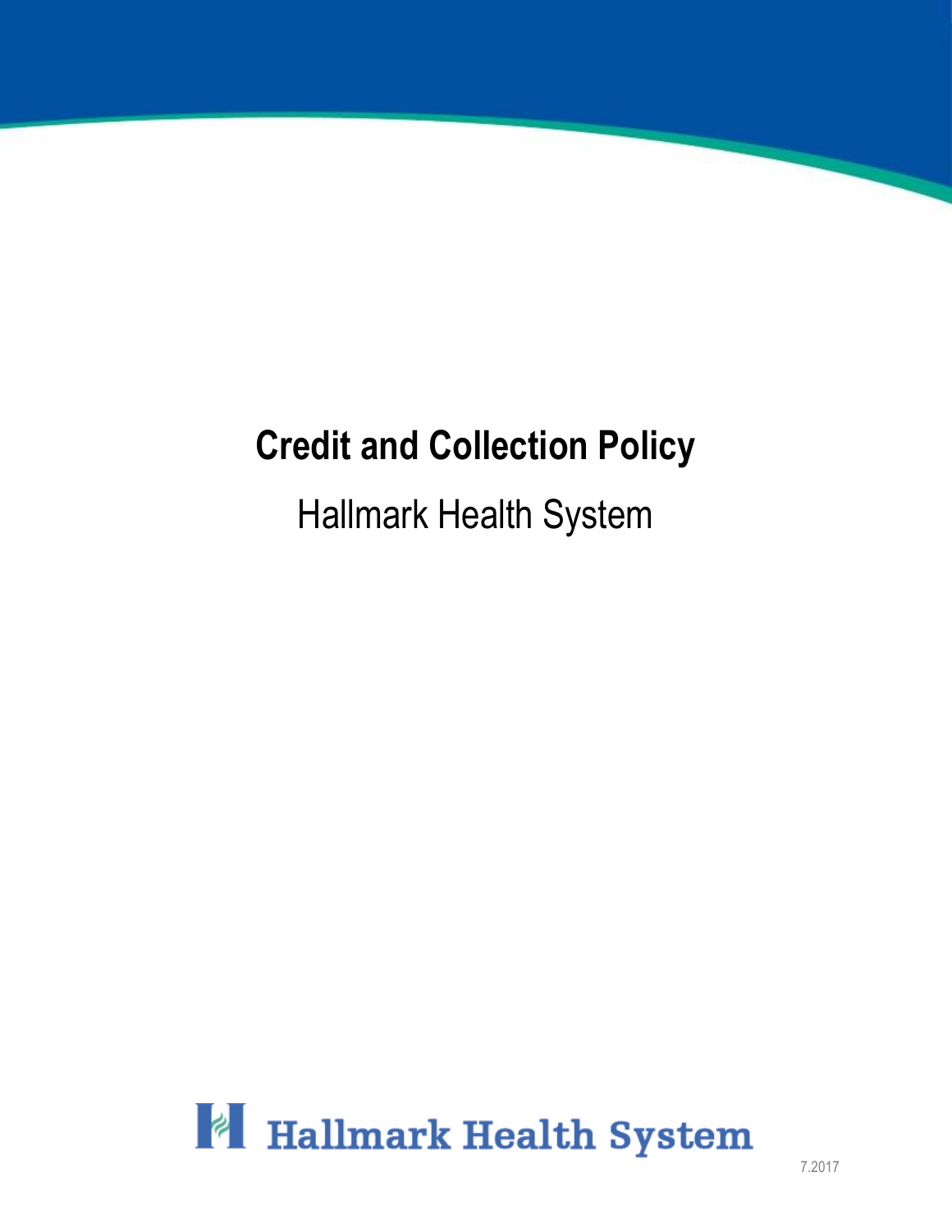# Credit and Collection Policy

Hallmark Health System

Hallmark Health System

7.2017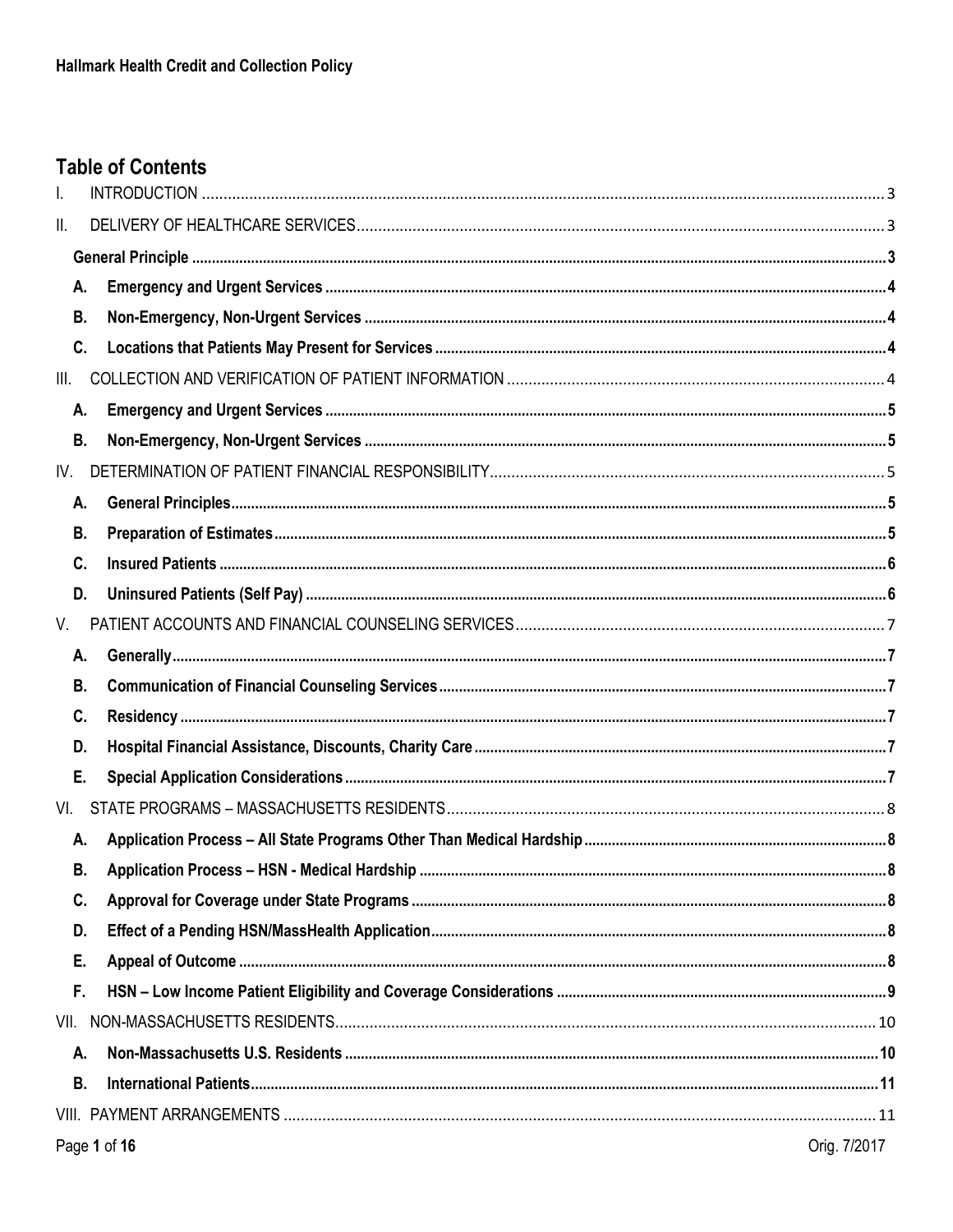**Hallmark Health Credit and Collection Policy**

## Table of Contents

I. INTRODUCTION ..... 3

II. DELIVERY OF HEALTHCARE SERVICES ..... 3

- **General Principle** ..... 3
- **A. Emergency and Urgent Services** ..... 4
- **B. Non-Emergency, Non-Urgent Services** ..... 4
- **C. Locations that Patients May Present for Services** ..... 4

III. COLLECTION AND VERIFICATION OF PATIENT INFORMATION ..... 4

- **A. Emergency and Urgent Services** ..... 5
- **B. Non-Emergency, Non-Urgent Services** ..... 5

IV. DETERMINATION OF PATIENT FINANCIAL RESPONSIBILITY ..... 5

- **A. General Principles** ..... 5
- **B. Preparation of Estimates** ..... 5
- **C. Insured Patients** ..... 6
- **D. Uninsured Patients (Self Pay)** ..... 6

V. PATIENT ACCOUNTS AND FINANCIAL COUNSELING SERVICES ..... 7

- **A. Generally** ..... 7
- **B. Communication of Financial Counseling Services** ..... 7
- **C. Residency** ..... 7
- **D. Hospital Financial Assistance, Discounts, Charity Care** ..... 7
- **E. Special Application Considerations** ..... 7

VI. STATE PROGRAMS – MASSACHUSETTS RESIDENTS ..... 8

- **A. Application Process – All State Programs Other Than Medical Hardship** ..... 8
- **B. Application Process – HSN - Medical Hardship** ..... 8
- **C. Approval for Coverage under State Programs** ..... 8
- **D. Effect of a Pending HSN/MassHealth Application** ..... 8
- **E. Appeal of Outcome** ..... 8
- **F. HSN – Low Income Patient Eligibility and Coverage Considerations** ..... 9

VII. NON-MASSACHUSETTS RESIDENTS ..... 10

- **A. Non-Massachusetts U.S. Residents** ..... 10
- **B. International Patients** ..... 11

VIII. PAYMENT ARRANGEMENTS ..... 11

Orig. 7/2017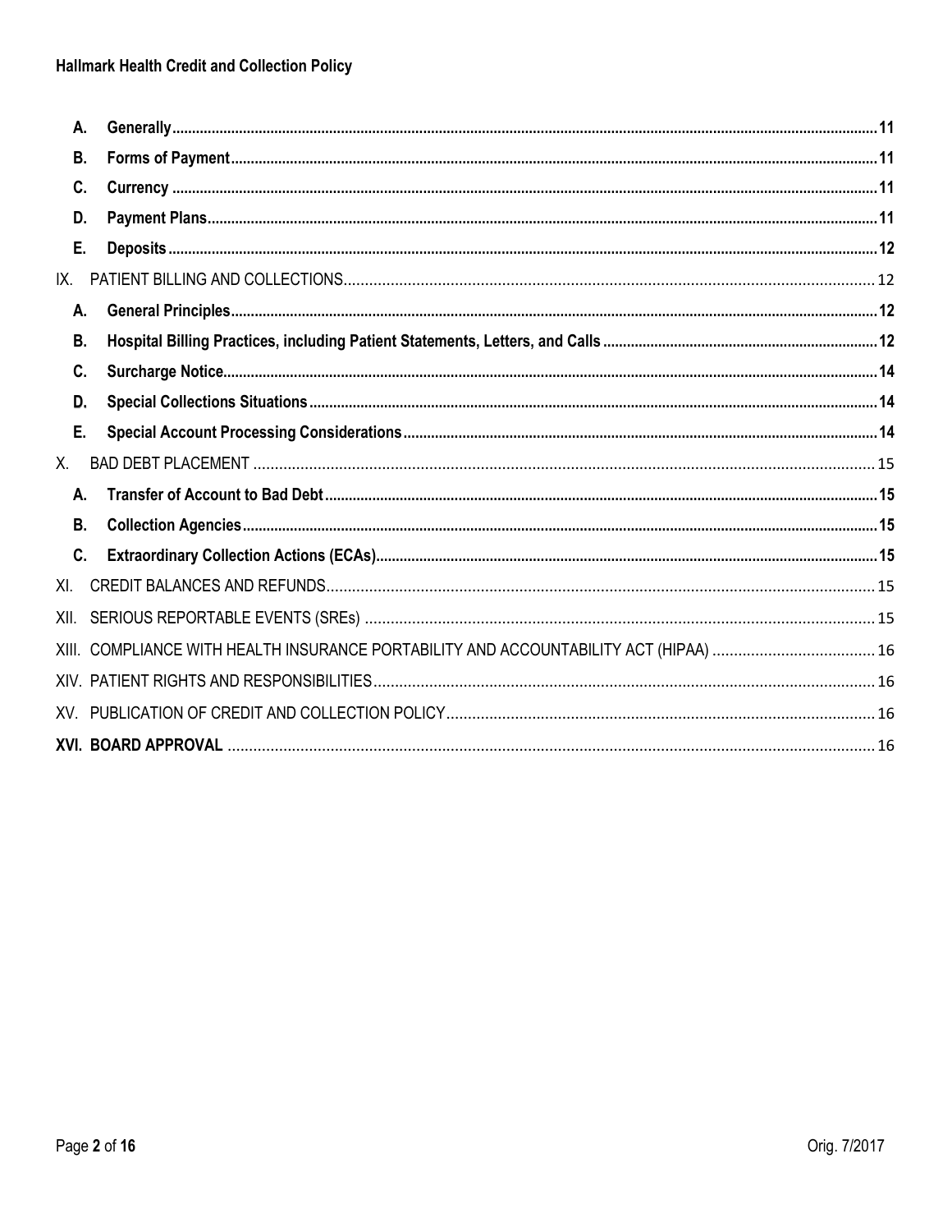- **A. Generally** .......... 11
- **B. Forms of Payment** .......... 11
- **C. Currency** .......... 11
- **D. Payment Plans** .......... 11
- **E. Deposits** .......... 12

IX. PATIENT BILLING AND COLLECTIONS .......... 12

- **A. General Principles** .......... 12
- **B. Hospital Billing Practices, including Patient Statements, Letters, and Calls** .......... 12
- **C. Surcharge Notice** .......... 14
- **D. Special Collections Situations** .......... 14
- **E. Special Account Processing Considerations** .......... 14

X. BAD DEBT PLACEMENT .......... 15

- **A. Transfer of Account to Bad Debt** .......... 15
- **B. Collection Agencies** .......... 15
- **C. Extraordinary Collection Actions (ECAs)** .......... 15

XI. CREDIT BALANCES AND REFUNDS .......... 15

XII. SERIOUS REPORTABLE EVENTS (SREs) .......... 15

XIII. COMPLIANCE WITH HEALTH INSURANCE PORTABILITY AND ACCOUNTABILITY ACT (HIPAA) .......... 16

XIV. PATIENT RIGHTS AND RESPONSIBILITIES .......... 16

XV. PUBLICATION OF CREDIT AND COLLECTION POLICY .......... 16

**XVI. BOARD APPROVAL** .......... 16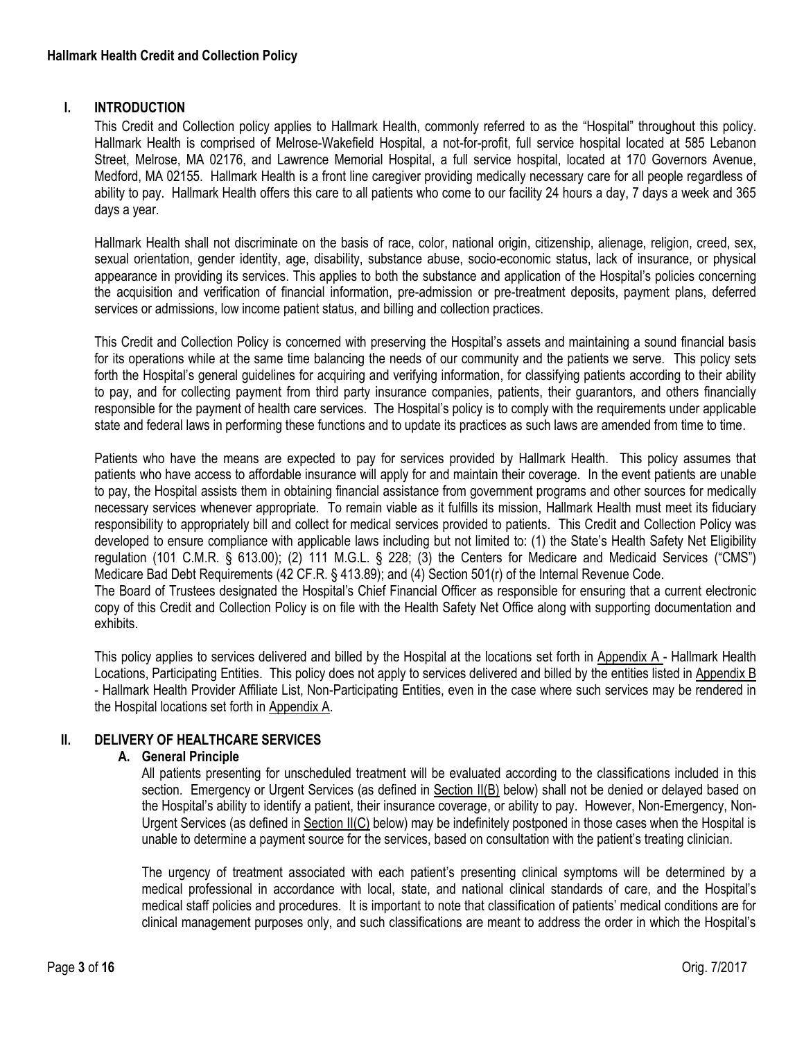## I. INTRODUCTION

This Credit and Collection policy applies to Hallmark Health, commonly referred to as the "Hospital" throughout this policy. Hallmark Health is comprised of Melrose-Wakefield Hospital, a not-for-profit, full service hospital located at 585 Lebanon Street, Melrose, MA 02176, and Lawrence Memorial Hospital, a full service hospital, located at 170 Governors Avenue, Medford, MA 02155. Hallmark Health is a front line caregiver providing medically necessary care for all people regardless of ability to pay. Hallmark Health offers this care to all patients who come to our facility 24 hours a day, 7 days a week and 365 days a year.

Hallmark Health shall not discriminate on the basis of race, color, national origin, citizenship, alienage, religion, creed, sex, sexual orientation, gender identity, age, disability, substance abuse, socio-economic status, lack of insurance, or physical appearance in providing its services. This applies to both the substance and application of the Hospital's policies concerning the acquisition and verification of financial information, pre-admission or pre-treatment deposits, payment plans, deferred services or admissions, low income patient status, and billing and collection practices.

This Credit and Collection Policy is concerned with preserving the Hospital's assets and maintaining a sound financial basis for its operations while at the same time balancing the needs of our community and the patients we serve. This policy sets forth the Hospital's general guidelines for acquiring and verifying information, for classifying patients according to their ability to pay, and for collecting payment from third party insurance companies, patients, their guarantors, and others financially responsible for the payment of health care services. The Hospital's policy is to comply with the requirements under applicable state and federal laws in performing these functions and to update its practices as such laws are amended from time to time.

Patients who have the means are expected to pay for services provided by Hallmark Health. This policy assumes that patients who have access to affordable insurance will apply for and maintain their coverage. In the event patients are unable to pay, the Hospital assists them in obtaining financial assistance from government programs and other sources for medically necessary services whenever appropriate. To remain viable as it fulfills its mission, Hallmark Health must meet its fiduciary responsibility to appropriately bill and collect for medical services provided to patients. This Credit and Collection Policy was developed to ensure compliance with applicable laws including but not limited to: (1) the State's Health Safety Net Eligibility regulation (101 C.M.R. § 613.00); (2) 111 M.G.L. § 228; (3) the Centers for Medicare and Medicaid Services ("CMS") Medicare Bad Debt Requirements (42 CF.R. § 413.89); and (4) Section 501(r) of the Internal Revenue Code.

The Board of Trustees designated the Hospital's Chief Financial Officer as responsible for ensuring that a current electronic copy of this Credit and Collection Policy is on file with the Health Safety Net Office along with supporting documentation and exhibits.

This policy applies to services delivered and billed by the Hospital at the locations set forth in Appendix A - Hallmark Health Locations, Participating Entities. This policy does not apply to services delivered and billed by the entities listed in Appendix B - Hallmark Health Provider Affiliate List, Non-Participating Entities, even in the case where such services may be rendered in the Hospital locations set forth in Appendix A.

## II. DELIVERY OF HEALTHCARE SERVICES

### A. General Principle

All patients presenting for unscheduled treatment will be evaluated according to the classifications included in this section. Emergency or Urgent Services (as defined in Section II(B) below) shall not be denied or delayed based on the Hospital's ability to identify a patient, their insurance coverage, or ability to pay. However, Non-Emergency, Non-Urgent Services (as defined in Section II(C) below) may be indefinitely postponed in those cases when the Hospital is unable to determine a payment source for the services, based on consultation with the patient's treating clinician.

The urgency of treatment associated with each patient's presenting clinical symptoms will be determined by a medical professional in accordance with local, state, and national clinical standards of care, and the Hospital's medical staff policies and procedures. It is important to note that classification of patients' medical conditions are for clinical management purposes only, and such classifications are meant to address the order in which the Hospital's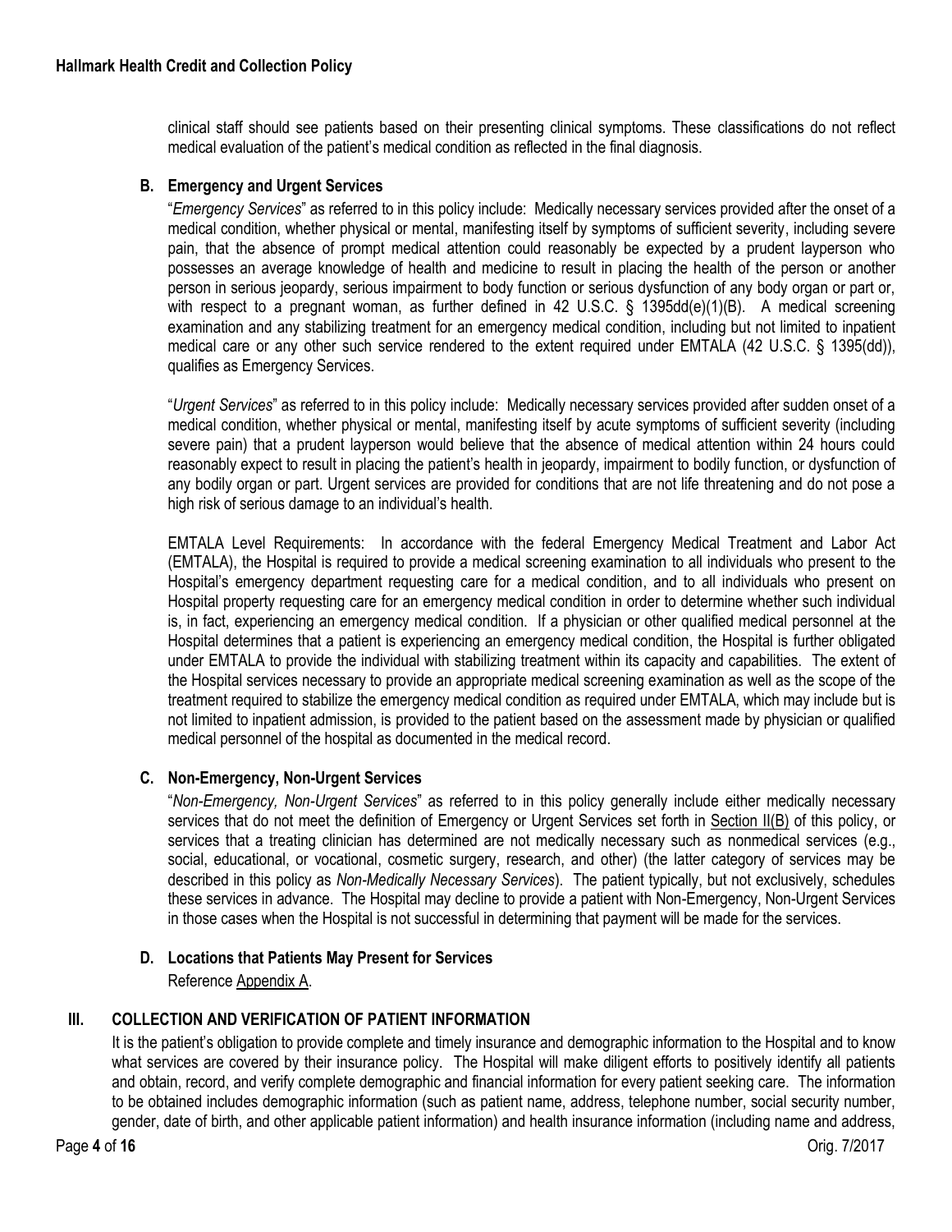clinical staff should see patients based on their presenting clinical symptoms. These classifications do not reflect medical evaluation of the patient's medical condition as reflected in the final diagnosis.

### B. Emergency and Urgent Services

"*Emergency Services*" as referred to in this policy include: Medically necessary services provided after the onset of a medical condition, whether physical or mental, manifesting itself by symptoms of sufficient severity, including severe pain, that the absence of prompt medical attention could reasonably be expected by a prudent layperson who possesses an average knowledge of health and medicine to result in placing the health of the person or another person in serious jeopardy, serious impairment to body function or serious dysfunction of any body organ or part or, with respect to a pregnant woman, as further defined in 42 U.S.C. § 1395dd(e)(1)(B). A medical screening examination and any stabilizing treatment for an emergency medical condition, including but not limited to inpatient medical care or any other such service rendered to the extent required under EMTALA (42 U.S.C. § 1395(dd)), qualifies as Emergency Services.

"*Urgent Services*" as referred to in this policy include: Medically necessary services provided after sudden onset of a medical condition, whether physical or mental, manifesting itself by acute symptoms of sufficient severity (including severe pain) that a prudent layperson would believe that the absence of medical attention within 24 hours could reasonably expect to result in placing the patient's health in jeopardy, impairment to bodily function, or dysfunction of any bodily organ or part. Urgent services are provided for conditions that are not life threatening and do not pose a high risk of serious damage to an individual's health.

EMTALA Level Requirements: In accordance with the federal Emergency Medical Treatment and Labor Act (EMTALA), the Hospital is required to provide a medical screening examination to all individuals who present to the Hospital's emergency department requesting care for a medical condition, and to all individuals who present on Hospital property requesting care for an emergency medical condition in order to determine whether such individual is, in fact, experiencing an emergency medical condition. If a physician or other qualified medical personnel at the Hospital determines that a patient is experiencing an emergency medical condition, the Hospital is further obligated under EMTALA to provide the individual with stabilizing treatment within its capacity and capabilities. The extent of the Hospital services necessary to provide an appropriate medical screening examination as well as the scope of the treatment required to stabilize the emergency medical condition as required under EMTALA, which may include but is not limited to inpatient admission, is provided to the patient based on the assessment made by physician or qualified medical personnel of the hospital as documented in the medical record.

### C. Non-Emergency, Non-Urgent Services

"*Non-Emergency, Non-Urgent Services*" as referred to in this policy generally include either medically necessary services that do not meet the definition of Emergency or Urgent Services set forth in Section II(B) of this policy, or services that a treating clinician has determined are not medically necessary such as nonmedical services (e.g., social, educational, or vocational, cosmetic surgery, research, and other) (the latter category of services may be described in this policy as *Non-Medically Necessary Services*). The patient typically, but not exclusively, schedules these services in advance. The Hospital may decline to provide a patient with Non-Emergency, Non-Urgent Services in those cases when the Hospital is not successful in determining that payment will be made for the services.

### D. Locations that Patients May Present for Services

Reference Appendix A.

## III. COLLECTION AND VERIFICATION OF PATIENT INFORMATION

It is the patient's obligation to provide complete and timely insurance and demographic information to the Hospital and to know what services are covered by their insurance policy. The Hospital will make diligent efforts to positively identify all patients and obtain, record, and verify complete demographic and financial information for every patient seeking care. The information to be obtained includes demographic information (such as patient name, address, telephone number, social security number, gender, date of birth, and other applicable patient information) and health insurance information (including name and address,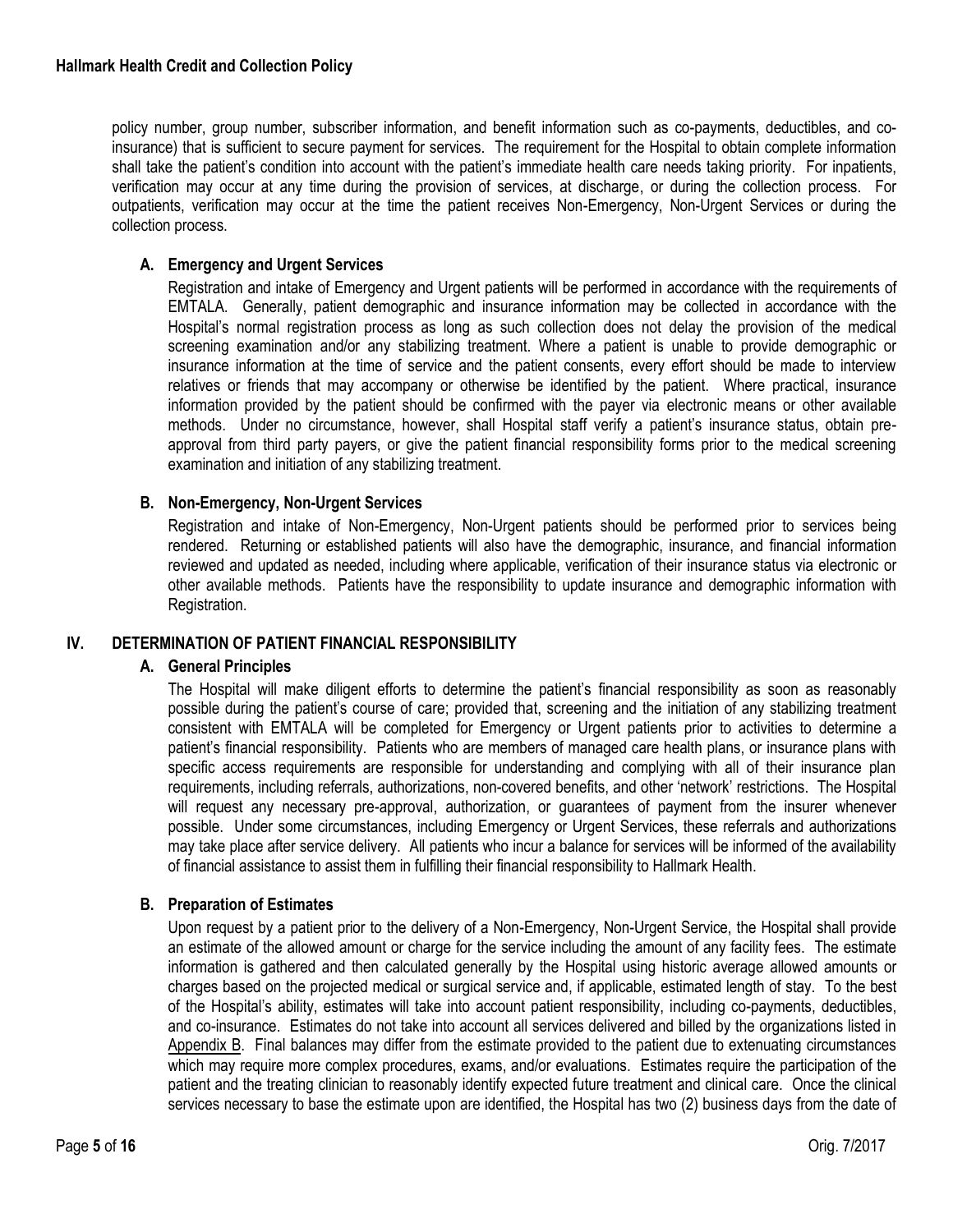policy number, group number, subscriber information, and benefit information such as co-payments, deductibles, and co-insurance) that is sufficient to secure payment for services. The requirement for the Hospital to obtain complete information shall take the patient's condition into account with the patient's immediate health care needs taking priority. For inpatients, verification may occur at any time during the provision of services, at discharge, or during the collection process. For outpatients, verification may occur at the time the patient receives Non-Emergency, Non-Urgent Services or during the collection process.

### A. Emergency and Urgent Services

Registration and intake of Emergency and Urgent patients will be performed in accordance with the requirements of EMTALA. Generally, patient demographic and insurance information may be collected in accordance with the Hospital's normal registration process as long as such collection does not delay the provision of the medical screening examination and/or any stabilizing treatment. Where a patient is unable to provide demographic or insurance information at the time of service and the patient consents, every effort should be made to interview relatives or friends that may accompany or otherwise be identified by the patient. Where practical, insurance information provided by the patient should be confirmed with the payer via electronic means or other available methods. Under no circumstance, however, shall Hospital staff verify a patient's insurance status, obtain pre-approval from third party payers, or give the patient financial responsibility forms prior to the medical screening examination and initiation of any stabilizing treatment.

### B. Non-Emergency, Non-Urgent Services

Registration and intake of Non-Emergency, Non-Urgent patients should be performed prior to services being rendered. Returning or established patients will also have the demographic, insurance, and financial information reviewed and updated as needed, including where applicable, verification of their insurance status via electronic or other available methods. Patients have the responsibility to update insurance and demographic information with Registration.

## IV. DETERMINATION OF PATIENT FINANCIAL RESPONSIBILITY

### A. General Principles

The Hospital will make diligent efforts to determine the patient's financial responsibility as soon as reasonably possible during the patient's course of care; provided that, screening and the initiation of any stabilizing treatment consistent with EMTALA will be completed for Emergency or Urgent patients prior to activities to determine a patient's financial responsibility. Patients who are members of managed care health plans, or insurance plans with specific access requirements are responsible for understanding and complying with all of their insurance plan requirements, including referrals, authorizations, non-covered benefits, and other 'network' restrictions. The Hospital will request any necessary pre-approval, authorization, or guarantees of payment from the insurer whenever possible. Under some circumstances, including Emergency or Urgent Services, these referrals and authorizations may take place after service delivery. All patients who incur a balance for services will be informed of the availability of financial assistance to assist them in fulfilling their financial responsibility to Hallmark Health.

### B. Preparation of Estimates

Upon request by a patient prior to the delivery of a Non-Emergency, Non-Urgent Service, the Hospital shall provide an estimate of the allowed amount or charge for the service including the amount of any facility fees. The estimate information is gathered and then calculated generally by the Hospital using historic average allowed amounts or charges based on the projected medical or surgical service and, if applicable, estimated length of stay. To the best of the Hospital's ability, estimates will take into account patient responsibility, including co-payments, deductibles, and co-insurance. Estimates do not take into account all services delivered and billed by the organizations listed in Appendix B. Final balances may differ from the estimate provided to the patient due to extenuating circumstances which may require more complex procedures, exams, and/or evaluations. Estimates require the participation of the patient and the treating clinician to reasonably identify expected future treatment and clinical care. Once the clinical services necessary to base the estimate upon are identified, the Hospital has two (2) business days from the date of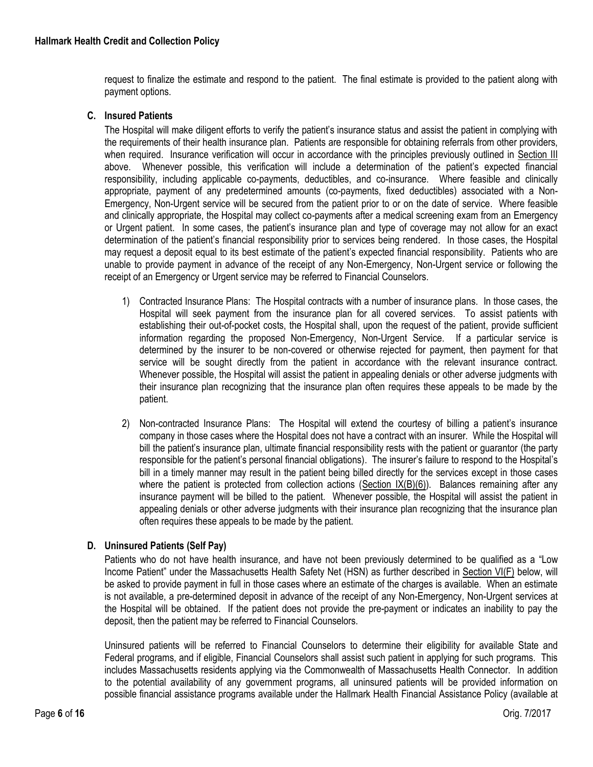request to finalize the estimate and respond to the patient. The final estimate is provided to the patient along with payment options.

### C. Insured Patients

The Hospital will make diligent efforts to verify the patient's insurance status and assist the patient in complying with the requirements of their health insurance plan. Patients are responsible for obtaining referrals from other providers, when required. Insurance verification will occur in accordance with the principles previously outlined in Section III above. Whenever possible, this verification will include a determination of the patient's expected financial responsibility, including applicable co-payments, deductibles, and co-insurance. Where feasible and clinically appropriate, payment of any predetermined amounts (co-payments, fixed deductibles) associated with a Non-Emergency, Non-Urgent service will be secured from the patient prior to or on the date of service. Where feasible and clinically appropriate, the Hospital may collect co-payments after a medical screening exam from an Emergency or Urgent patient. In some cases, the patient's insurance plan and type of coverage may not allow for an exact determination of the patient's financial responsibility prior to services being rendered. In those cases, the Hospital may request a deposit equal to its best estimate of the patient's expected financial responsibility. Patients who are unable to provide payment in advance of the receipt of any Non-Emergency, Non-Urgent service or following the receipt of an Emergency or Urgent service may be referred to Financial Counselors.

1) Contracted Insurance Plans: The Hospital contracts with a number of insurance plans. In those cases, the Hospital will seek payment from the insurance plan for all covered services. To assist patients with establishing their out-of-pocket costs, the Hospital shall, upon the request of the patient, provide sufficient information regarding the proposed Non-Emergency, Non-Urgent Service. If a particular service is determined by the insurer to be non-covered or otherwise rejected for payment, then payment for that service will be sought directly from the patient in accordance with the relevant insurance contract. Whenever possible, the Hospital will assist the patient in appealing denials or other adverse judgments with their insurance plan recognizing that the insurance plan often requires these appeals to be made by the patient.

2) Non-contracted Insurance Plans: The Hospital will extend the courtesy of billing a patient's insurance company in those cases where the Hospital does not have a contract with an insurer. While the Hospital will bill the patient's insurance plan, ultimate financial responsibility rests with the patient or guarantor (the party responsible for the patient's personal financial obligations). The insurer's failure to respond to the Hospital's bill in a timely manner may result in the patient being billed directly for the services except in those cases where the patient is protected from collection actions (Section IX(B)(6)). Balances remaining after any insurance payment will be billed to the patient. Whenever possible, the Hospital will assist the patient in appealing denials or other adverse judgments with their insurance plan recognizing that the insurance plan often requires these appeals to be made by the patient.

### D. Uninsured Patients (Self Pay)

Patients who do not have health insurance, and have not been previously determined to be qualified as a "Low Income Patient" under the Massachusetts Health Safety Net (HSN) as further described in Section VI(F) below, will be asked to provide payment in full in those cases where an estimate of the charges is available. When an estimate is not available, a pre-determined deposit in advance of the receipt of any Non-Emergency, Non-Urgent services at the Hospital will be obtained. If the patient does not provide the pre-payment or indicates an inability to pay the deposit, then the patient may be referred to Financial Counselors.

Uninsured patients will be referred to Financial Counselors to determine their eligibility for available State and Federal programs, and if eligible, Financial Counselors shall assist such patient in applying for such programs. This includes Massachusetts residents applying via the Commonwealth of Massachusetts Health Connector. In addition to the potential availability of any government programs, all uninsured patients will be provided information on possible financial assistance programs available under the Hallmark Health Financial Assistance Policy (available at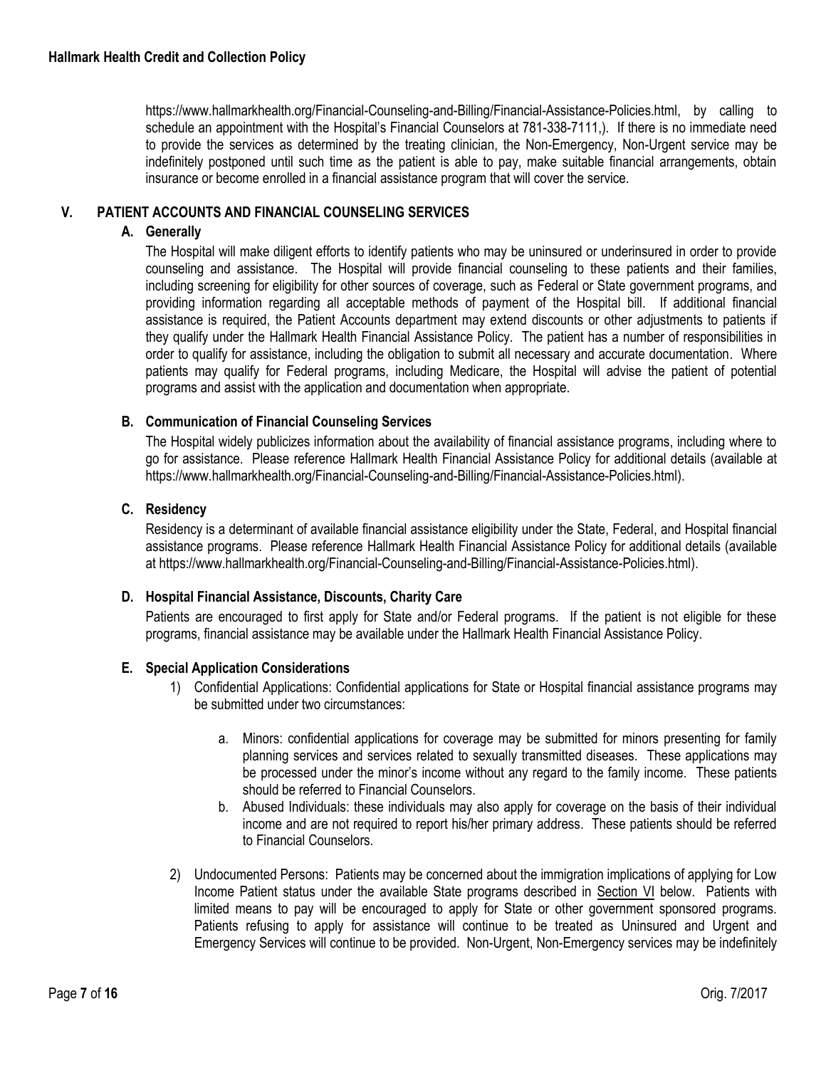https://www.hallmarkhealth.org/Financial-Counseling-and-Billing/Financial-Assistance-Policies.html, by calling to schedule an appointment with the Hospital's Financial Counselors at 781-338-7111,). If there is no immediate need to provide the services as determined by the treating clinician, the Non-Emergency, Non-Urgent service may be indefinitely postponed until such time as the patient is able to pay, make suitable financial arrangements, obtain insurance or become enrolled in a financial assistance program that will cover the service.

## V. PATIENT ACCOUNTS AND FINANCIAL COUNSELING SERVICES

### A. Generally

The Hospital will make diligent efforts to identify patients who may be uninsured or underinsured in order to provide counseling and assistance. The Hospital will provide financial counseling to these patients and their families, including screening for eligibility for other sources of coverage, such as Federal or State government programs, and providing information regarding all acceptable methods of payment of the Hospital bill. If additional financial assistance is required, the Patient Accounts department may extend discounts or other adjustments to patients if they qualify under the Hallmark Health Financial Assistance Policy. The patient has a number of responsibilities in order to qualify for assistance, including the obligation to submit all necessary and accurate documentation. Where patients may qualify for Federal programs, including Medicare, the Hospital will advise the patient of potential programs and assist with the application and documentation when appropriate.

### B. Communication of Financial Counseling Services

The Hospital widely publicizes information about the availability of financial assistance programs, including where to go for assistance. Please reference Hallmark Health Financial Assistance Policy for additional details (available at https://www.hallmarkhealth.org/Financial-Counseling-and-Billing/Financial-Assistance-Policies.html).

### C. Residency

Residency is a determinant of available financial assistance eligibility under the State, Federal, and Hospital financial assistance programs. Please reference Hallmark Health Financial Assistance Policy for additional details (available at https://www.hallmarkhealth.org/Financial-Counseling-and-Billing/Financial-Assistance-Policies.html).

### D. Hospital Financial Assistance, Discounts, Charity Care

Patients are encouraged to first apply for State and/or Federal programs. If the patient is not eligible for these programs, financial assistance may be available under the Hallmark Health Financial Assistance Policy.

### E. Special Application Considerations

1) Confidential Applications: Confidential applications for State or Hospital financial assistance programs may be submitted under two circumstances:

   a. Minors: confidential applications for coverage may be submitted for minors presenting for family planning services and services related to sexually transmitted diseases. These applications may be processed under the minor's income without any regard to the family income. These patients should be referred to Financial Counselors.

   b. Abused Individuals: these individuals may also apply for coverage on the basis of their individual income and are not required to report his/her primary address. These patients should be referred to Financial Counselors.

2) Undocumented Persons: Patients may be concerned about the immigration implications of applying for Low Income Patient status under the available State programs described in Section VI below. Patients with limited means to pay will be encouraged to apply for State or other government sponsored programs. Patients refusing to apply for assistance will continue to be treated as Uninsured and Urgent and Emergency Services will continue to be provided. Non-Urgent, Non-Emergency services may be indefinitely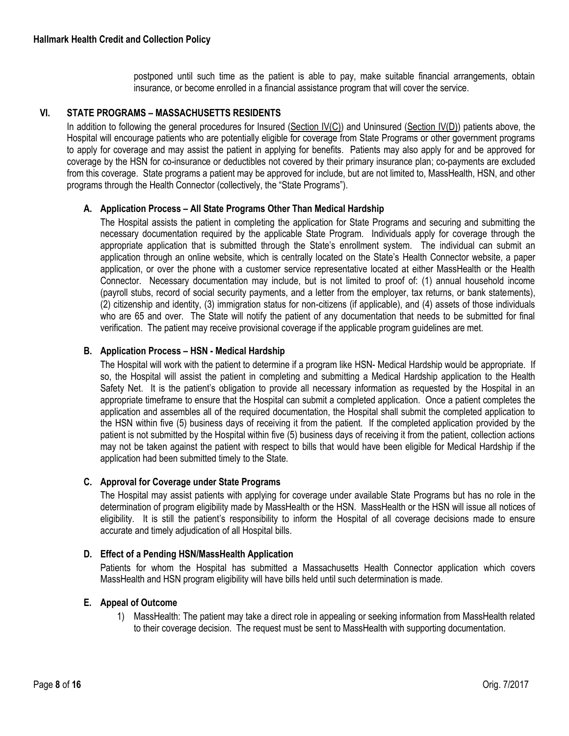postponed until such time as the patient is able to pay, make suitable financial arrangements, obtain insurance, or become enrolled in a financial assistance program that will cover the service.

## VI. STATE PROGRAMS – MASSACHUSETTS RESIDENTS

In addition to following the general procedures for Insured (Section IV(C)) and Uninsured (Section IV(D)) patients above, the Hospital will encourage patients who are potentially eligible for coverage from State Programs or other government programs to apply for coverage and may assist the patient in applying for benefits. Patients may also apply for and be approved for coverage by the HSN for co-insurance or deductibles not covered by their primary insurance plan; co-payments are excluded from this coverage. State programs a patient may be approved for include, but are not limited to, MassHealth, HSN, and other programs through the Health Connector (collectively, the "State Programs").

### A. Application Process – All State Programs Other Than Medical Hardship

The Hospital assists the patient in completing the application for State Programs and securing and submitting the necessary documentation required by the applicable State Program. Individuals apply for coverage through the appropriate application that is submitted through the State's enrollment system. The individual can submit an application through an online website, which is centrally located on the State's Health Connector website, a paper application, or over the phone with a customer service representative located at either MassHealth or the Health Connector. Necessary documentation may include, but is not limited to proof of: (1) annual household income (payroll stubs, record of social security payments, and a letter from the employer, tax returns, or bank statements), (2) citizenship and identity, (3) immigration status for non-citizens (if applicable), and (4) assets of those individuals who are 65 and over. The State will notify the patient of any documentation that needs to be submitted for final verification. The patient may receive provisional coverage if the applicable program guidelines are met.

### B. Application Process – HSN - Medical Hardship

The Hospital will work with the patient to determine if a program like HSN- Medical Hardship would be appropriate. If so, the Hospital will assist the patient in completing and submitting a Medical Hardship application to the Health Safety Net. It is the patient's obligation to provide all necessary information as requested by the Hospital in an appropriate timeframe to ensure that the Hospital can submit a completed application. Once a patient completes the application and assembles all of the required documentation, the Hospital shall submit the completed application to the HSN within five (5) business days of receiving it from the patient. If the completed application provided by the patient is not submitted by the Hospital within five (5) business days of receiving it from the patient, collection actions may not be taken against the patient with respect to bills that would have been eligible for Medical Hardship if the application had been submitted timely to the State.

### C. Approval for Coverage under State Programs

The Hospital may assist patients with applying for coverage under available State Programs but has no role in the determination of program eligibility made by MassHealth or the HSN. MassHealth or the HSN will issue all notices of eligibility. It is still the patient's responsibility to inform the Hospital of all coverage decisions made to ensure accurate and timely adjudication of all Hospital bills.

### D. Effect of a Pending HSN/MassHealth Application

Patients for whom the Hospital has submitted a Massachusetts Health Connector application which covers MassHealth and HSN program eligibility will have bills held until such determination is made.

### E. Appeal of Outcome

1) MassHealth: The patient may take a direct role in appealing or seeking information from MassHealth related to their coverage decision. The request must be sent to MassHealth with supporting documentation.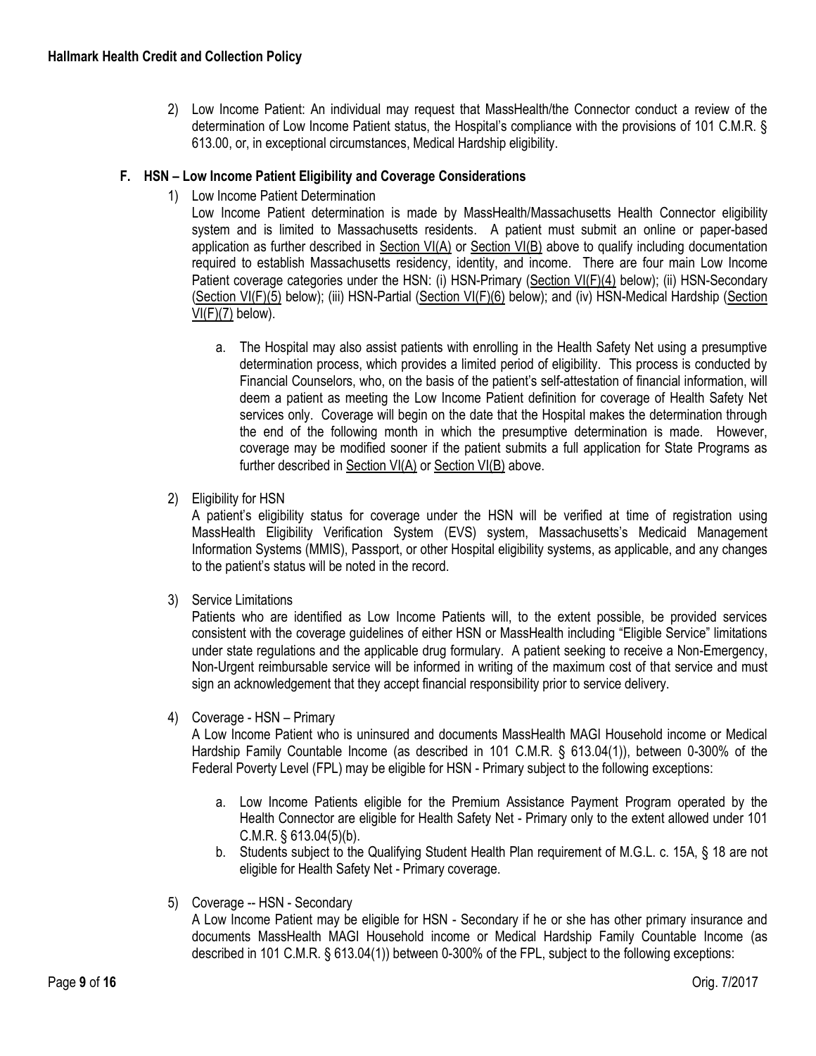2) Low Income Patient: An individual may request that MassHealth/the Connector conduct a review of the determination of Low Income Patient status, the Hospital's compliance with the provisions of 101 C.M.R. § 613.00, or, in exceptional circumstances, Medical Hardship eligibility.

### F. HSN – Low Income Patient Eligibility and Coverage Considerations

1) Low Income Patient Determination

Low Income Patient determination is made by MassHealth/Massachusetts Health Connector eligibility system and is limited to Massachusetts residents. A patient must submit an online or paper-based application as further described in Section VI(A) or Section VI(B) above to qualify including documentation required to establish Massachusetts residency, identity, and income. There are four main Low Income Patient coverage categories under the HSN: (i) HSN-Primary (Section VI(F)(4) below); (ii) HSN-Secondary (Section VI(F)(5) below); (iii) HSN-Partial (Section VI(F)(6) below); and (iv) HSN-Medical Hardship (Section VI(F)(7) below).

   a. The Hospital may also assist patients with enrolling in the Health Safety Net using a presumptive determination process, which provides a limited period of eligibility. This process is conducted by Financial Counselors, who, on the basis of the patient's self-attestation of financial information, will deem a patient as meeting the Low Income Patient definition for coverage of Health Safety Net services only. Coverage will begin on the date that the Hospital makes the determination through the end of the following month in which the presumptive determination is made. However, coverage may be modified sooner if the patient submits a full application for State Programs as further described in Section VI(A) or Section VI(B) above.

2) Eligibility for HSN

A patient's eligibility status for coverage under the HSN will be verified at time of registration using MassHealth Eligibility Verification System (EVS) system, Massachusetts's Medicaid Management Information Systems (MMIS), Passport, or other Hospital eligibility systems, as applicable, and any changes to the patient's status will be noted in the record.

3) Service Limitations

Patients who are identified as Low Income Patients will, to the extent possible, be provided services consistent with the coverage guidelines of either HSN or MassHealth including "Eligible Service" limitations under state regulations and the applicable drug formulary. A patient seeking to receive a Non-Emergency, Non-Urgent reimbursable service will be informed in writing of the maximum cost of that service and must sign an acknowledgement that they accept financial responsibility prior to service delivery.

4) Coverage - HSN – Primary

A Low Income Patient who is uninsured and documents MassHealth MAGI Household income or Medical Hardship Family Countable Income (as described in 101 C.M.R. § 613.04(1)), between 0-300% of the Federal Poverty Level (FPL) may be eligible for HSN - Primary subject to the following exceptions:

   a. Low Income Patients eligible for the Premium Assistance Payment Program operated by the Health Connector are eligible for Health Safety Net - Primary only to the extent allowed under 101 C.M.R. § 613.04(5)(b).
   b. Students subject to the Qualifying Student Health Plan requirement of M.G.L. c. 15A, § 18 are not eligible for Health Safety Net - Primary coverage.

5) Coverage -- HSN - Secondary

A Low Income Patient may be eligible for HSN - Secondary if he or she has other primary insurance and documents MassHealth MAGI Household income or Medical Hardship Family Countable Income (as described in 101 C.M.R. § 613.04(1)) between 0-300% of the FPL, subject to the following exceptions: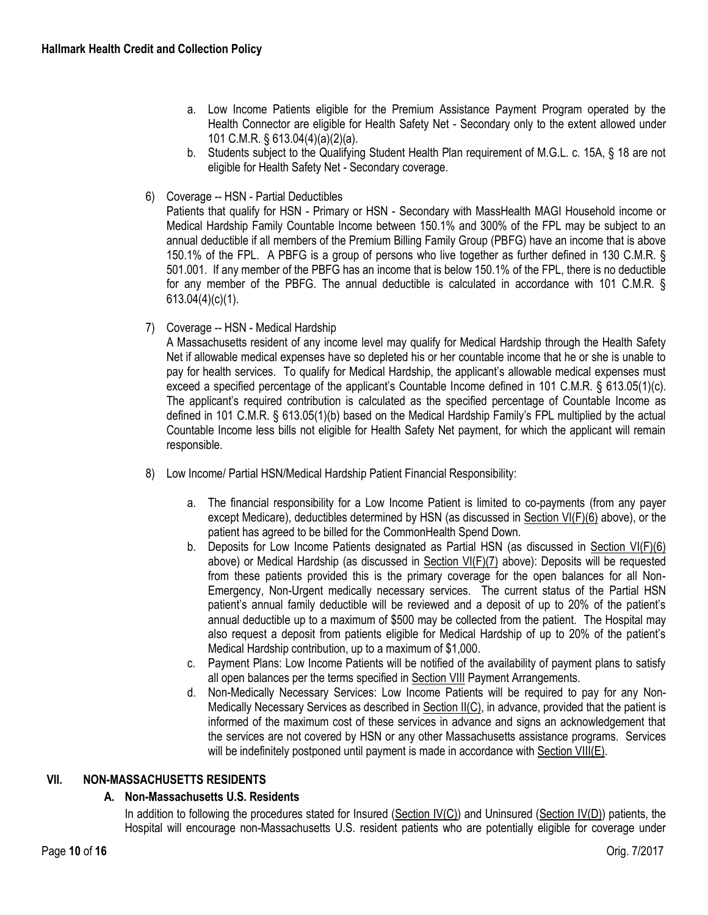a. Low Income Patients eligible for the Premium Assistance Payment Program operated by the Health Connector are eligible for Health Safety Net - Secondary only to the extent allowed under 101 C.M.R. § 613.04(4)(a)(2)(a).

b. Students subject to the Qualifying Student Health Plan requirement of M.G.L. c. 15A, § 18 are not eligible for Health Safety Net - Secondary coverage.

6) Coverage -- HSN - Partial Deductibles

Patients that qualify for HSN - Primary or HSN - Secondary with MassHealth MAGI Household income or Medical Hardship Family Countable Income between 150.1% and 300% of the FPL may be subject to an annual deductible if all members of the Premium Billing Family Group (PBFG) have an income that is above 150.1% of the FPL. A PBFG is a group of persons who live together as further defined in 130 C.M.R. § 501.001. If any member of the PBFG has an income that is below 150.1% of the FPL, there is no deductible for any member of the PBFG. The annual deductible is calculated in accordance with 101 C.M.R. § 613.04(4)(c)(1).

7) Coverage -- HSN - Medical Hardship

A Massachusetts resident of any income level may qualify for Medical Hardship through the Health Safety Net if allowable medical expenses have so depleted his or her countable income that he or she is unable to pay for health services. To qualify for Medical Hardship, the applicant's allowable medical expenses must exceed a specified percentage of the applicant's Countable Income defined in 101 C.M.R. § 613.05(1)(c). The applicant's required contribution is calculated as the specified percentage of Countable Income as defined in 101 C.M.R. § 613.05(1)(b) based on the Medical Hardship Family's FPL multiplied by the actual Countable Income less bills not eligible for Health Safety Net payment, for which the applicant will remain responsible.

8) Low Income/ Partial HSN/Medical Hardship Patient Financial Responsibility:

a. The financial responsibility for a Low Income Patient is limited to co-payments (from any payer except Medicare), deductibles determined by HSN (as discussed in Section VI(F)(6) above), or the patient has agreed to be billed for the CommonHealth Spend Down.

b. Deposits for Low Income Patients designated as Partial HSN (as discussed in Section VI(F)(6) above) or Medical Hardship (as discussed in Section VI(F)(7) above): Deposits will be requested from these patients provided this is the primary coverage for the open balances for all Non-Emergency, Non-Urgent medically necessary services. The current status of the Partial HSN patient's annual family deductible will be reviewed and a deposit of up to 20% of the patient's annual deductible up to a maximum of $500 may be collected from the patient. The Hospital may also request a deposit from patients eligible for Medical Hardship of up to 20% of the patient's Medical Hardship contribution, up to a maximum of $1,000.

c. Payment Plans: Low Income Patients will be notified of the availability of payment plans to satisfy all open balances per the terms specified in Section VIII Payment Arrangements.

d. Non-Medically Necessary Services: Low Income Patients will be required to pay for any Non-Medically Necessary Services as described in Section II(C), in advance, provided that the patient is informed of the maximum cost of these services in advance and signs an acknowledgement that the services are not covered by HSN or any other Massachusetts assistance programs. Services will be indefinitely postponed until payment is made in accordance with Section VIII(E).

## VII. NON-MASSACHUSETTS RESIDENTS

### A. Non-Massachusetts U.S. Residents

In addition to following the procedures stated for Insured (Section IV(C)) and Uninsured (Section IV(D)) patients, the Hospital will encourage non-Massachusetts U.S. resident patients who are potentially eligible for coverage under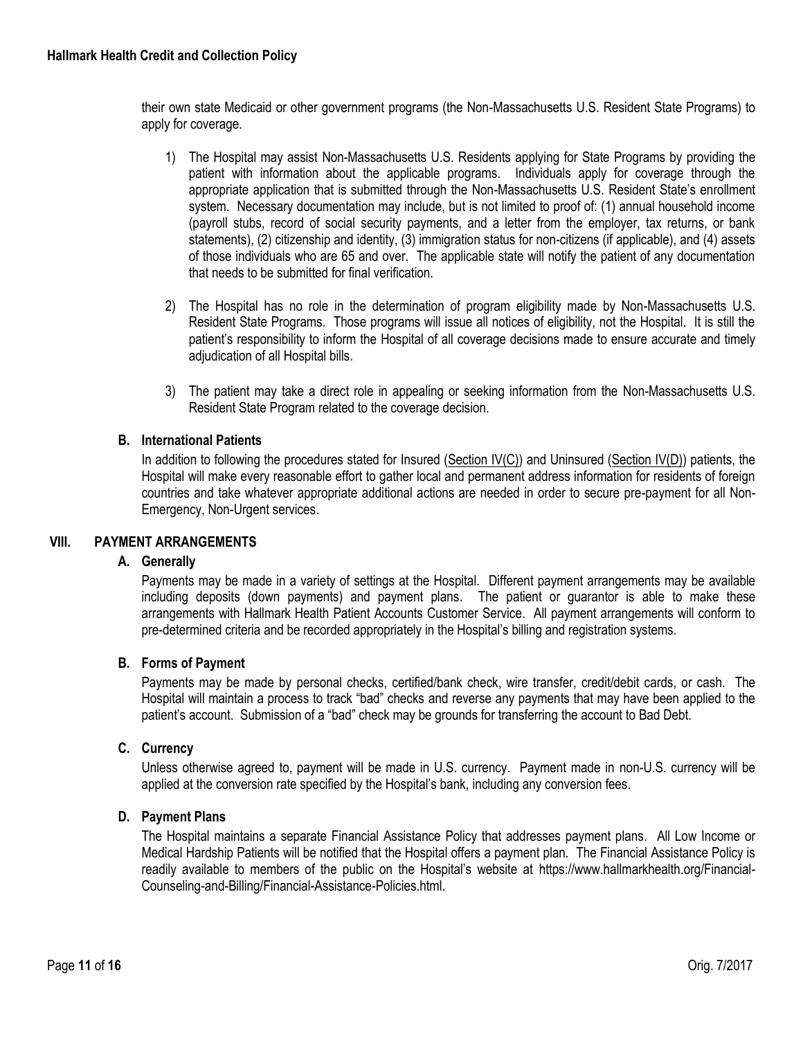their own state Medicaid or other government programs (the Non-Massachusetts U.S. Resident State Programs) to apply for coverage.

1) The Hospital may assist Non-Massachusetts U.S. Residents applying for State Programs by providing the patient with information about the applicable programs. Individuals apply for coverage through the appropriate application that is submitted through the Non-Massachusetts U.S. Resident State's enrollment system. Necessary documentation may include, but is not limited to proof of: (1) annual household income (payroll stubs, record of social security payments, and a letter from the employer, tax returns, or bank statements), (2) citizenship and identity, (3) immigration status for non-citizens (if applicable), and (4) assets of those individuals who are 65 and over. The applicable state will notify the patient of any documentation that needs to be submitted for final verification.

2) The Hospital has no role in the determination of program eligibility made by Non-Massachusetts U.S. Resident State Programs. Those programs will issue all notices of eligibility, not the Hospital. It is still the patient's responsibility to inform the Hospital of all coverage decisions made to ensure accurate and timely adjudication of all Hospital bills.

3) The patient may take a direct role in appealing or seeking information from the Non-Massachusetts U.S. Resident State Program related to the coverage decision.

### B. International Patients

In addition to following the procedures stated for Insured (Section IV(C)) and Uninsured (Section IV(D)) patients, the Hospital will make every reasonable effort to gather local and permanent address information for residents of foreign countries and take whatever appropriate additional actions are needed in order to secure pre-payment for all Non-Emergency, Non-Urgent services.

## VIII. PAYMENT ARRANGEMENTS

### A. Generally

Payments may be made in a variety of settings at the Hospital. Different payment arrangements may be available including deposits (down payments) and payment plans. The patient or guarantor is able to make these arrangements with Hallmark Health Patient Accounts Customer Service. All payment arrangements will conform to pre-determined criteria and be recorded appropriately in the Hospital's billing and registration systems.

### B. Forms of Payment

Payments may be made by personal checks, certified/bank check, wire transfer, credit/debit cards, or cash. The Hospital will maintain a process to track "bad" checks and reverse any payments that may have been applied to the patient's account. Submission of a "bad" check may be grounds for transferring the account to Bad Debt.

### C. Currency

Unless otherwise agreed to, payment will be made in U.S. currency. Payment made in non-U.S. currency will be applied at the conversion rate specified by the Hospital's bank, including any conversion fees.

### D. Payment Plans

The Hospital maintains a separate Financial Assistance Policy that addresses payment plans. All Low Income or Medical Hardship Patients will be notified that the Hospital offers a payment plan. The Financial Assistance Policy is readily available to members of the public on the Hospital's website at https://www.hallmarkhealth.org/Financial-Counseling-and-Billing/Financial-Assistance-Policies.html.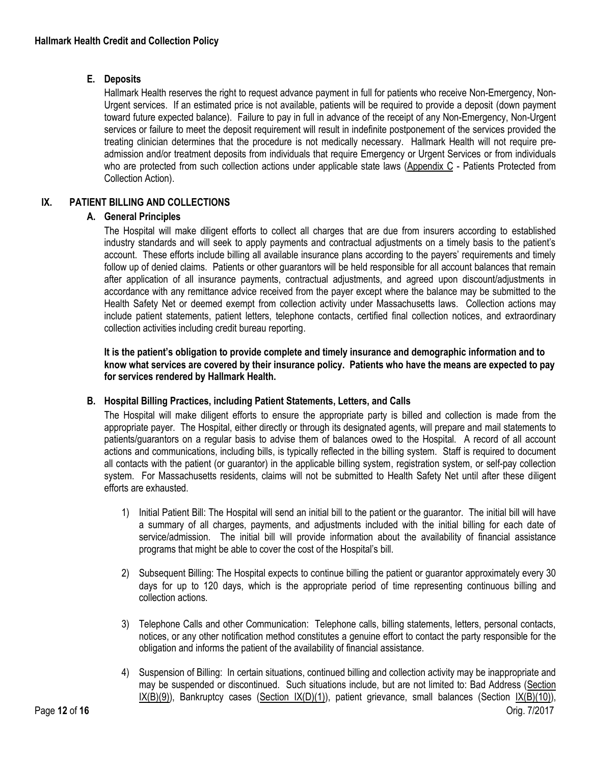**E. Deposits**

Hallmark Health reserves the right to request advance payment in full for patients who receive Non-Emergency, Non-Urgent services. If an estimated price is not available, patients will be required to provide a deposit (down payment toward future expected balance). Failure to pay in full in advance of the receipt of any Non-Emergency, Non-Urgent services or failure to meet the deposit requirement will result in indefinite postponement of the services provided the treating clinician determines that the procedure is not medically necessary. Hallmark Health will not require pre-admission and/or treatment deposits from individuals that require Emergency or Urgent Services or from individuals who are protected from such collection actions under applicable state laws (Appendix C - Patients Protected from Collection Action).

## IX. PATIENT BILLING AND COLLECTIONS

**A. General Principles**

The Hospital will make diligent efforts to collect all charges that are due from insurers according to established industry standards and will seek to apply payments and contractual adjustments on a timely basis to the patient's account. These efforts include billing all available insurance plans according to the payers' requirements and timely follow up of denied claims. Patients or other guarantors will be held responsible for all account balances that remain after application of all insurance payments, contractual adjustments, and agreed upon discount/adjustments in accordance with any remittance advice received from the payer except where the balance may be submitted to the Health Safety Net or deemed exempt from collection activity under Massachusetts laws. Collection actions may include patient statements, patient letters, telephone contacts, certified final collection notices, and extraordinary collection activities including credit bureau reporting.

**It is the patient's obligation to provide complete and timely insurance and demographic information and to know what services are covered by their insurance policy. Patients who have the means are expected to pay for services rendered by Hallmark Health.**

**B. Hospital Billing Practices, including Patient Statements, Letters, and Calls**

The Hospital will make diligent efforts to ensure the appropriate party is billed and collection is made from the appropriate payer. The Hospital, either directly or through its designated agents, will prepare and mail statements to patients/guarantors on a regular basis to advise them of balances owed to the Hospital. A record of all account actions and communications, including bills, is typically reflected in the billing system. Staff is required to document all contacts with the patient (or guarantor) in the applicable billing system, registration system, or self-pay collection system. For Massachusetts residents, claims will not be submitted to Health Safety Net until after these diligent efforts are exhausted.

1) Initial Patient Bill: The Hospital will send an initial bill to the patient or the guarantor. The initial bill will have a summary of all charges, payments, and adjustments included with the initial billing for each date of service/admission. The initial bill will provide information about the availability of financial assistance programs that might be able to cover the cost of the Hospital's bill.

2) Subsequent Billing: The Hospital expects to continue billing the patient or guarantor approximately every 30 days for up to 120 days, which is the appropriate period of time representing continuous billing and collection actions.

3) Telephone Calls and other Communication: Telephone calls, billing statements, letters, personal contacts, notices, or any other notification method constitutes a genuine effort to contact the party responsible for the obligation and informs the patient of the availability of financial assistance.

4) Suspension of Billing: In certain situations, continued billing and collection activity may be inappropriate and may be suspended or discontinued. Such situations include, but are not limited to: Bad Address (Section IX(B)(9)), Bankruptcy cases (Section IX(D)(1)), patient grievance, small balances (Section IX(B)(10)),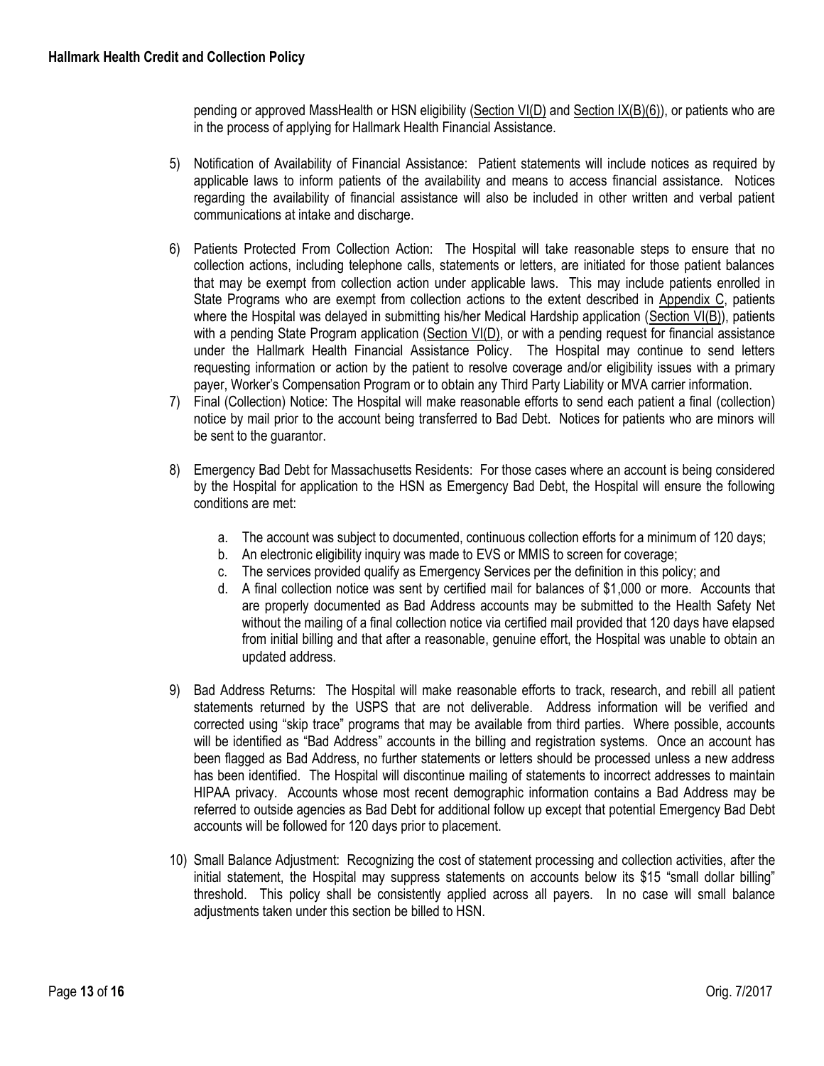pending or approved MassHealth or HSN eligibility (Section VI(D) and Section IX(B)(6)), or patients who are in the process of applying for Hallmark Health Financial Assistance.

5) Notification of Availability of Financial Assistance: Patient statements will include notices as required by applicable laws to inform patients of the availability and means to access financial assistance. Notices regarding the availability of financial assistance will also be included in other written and verbal patient communications at intake and discharge.

6) Patients Protected From Collection Action: The Hospital will take reasonable steps to ensure that no collection actions, including telephone calls, statements or letters, are initiated for those patient balances that may be exempt from collection action under applicable laws. This may include patients enrolled in State Programs who are exempt from collection actions to the extent described in Appendix C, patients where the Hospital was delayed in submitting his/her Medical Hardship application (Section VI(B)), patients with a pending State Program application (Section VI(D), or with a pending request for financial assistance under the Hallmark Health Financial Assistance Policy. The Hospital may continue to send letters requesting information or action by the patient to resolve coverage and/or eligibility issues with a primary payer, Worker's Compensation Program or to obtain any Third Party Liability or MVA carrier information.

7) Final (Collection) Notice: The Hospital will make reasonable efforts to send each patient a final (collection) notice by mail prior to the account being transferred to Bad Debt. Notices for patients who are minors will be sent to the guarantor.

8) Emergency Bad Debt for Massachusetts Residents: For those cases where an account is being considered by the Hospital for application to the HSN as Emergency Bad Debt, the Hospital will ensure the following conditions are met:

   a. The account was subject to documented, continuous collection efforts for a minimum of 120 days;
   b. An electronic eligibility inquiry was made to EVS or MMIS to screen for coverage;
   c. The services provided qualify as Emergency Services per the definition in this policy; and
   d. A final collection notice was sent by certified mail for balances of $1,000 or more. Accounts that are properly documented as Bad Address accounts may be submitted to the Health Safety Net without the mailing of a final collection notice via certified mail provided that 120 days have elapsed from initial billing and that after a reasonable, genuine effort, the Hospital was unable to obtain an updated address.

9) Bad Address Returns: The Hospital will make reasonable efforts to track, research, and rebill all patient statements returned by the USPS that are not deliverable. Address information will be verified and corrected using "skip trace" programs that may be available from third parties. Where possible, accounts will be identified as "Bad Address" accounts in the billing and registration systems. Once an account has been flagged as Bad Address, no further statements or letters should be processed unless a new address has been identified. The Hospital will discontinue mailing of statements to incorrect addresses to maintain HIPAA privacy. Accounts whose most recent demographic information contains a Bad Address may be referred to outside agencies as Bad Debt for additional follow up except that potential Emergency Bad Debt accounts will be followed for 120 days prior to placement.

10) Small Balance Adjustment: Recognizing the cost of statement processing and collection activities, after the initial statement, the Hospital may suppress statements on accounts below its $15 "small dollar billing" threshold. This policy shall be consistently applied across all payers. In no case will small balance adjustments taken under this section be billed to HSN.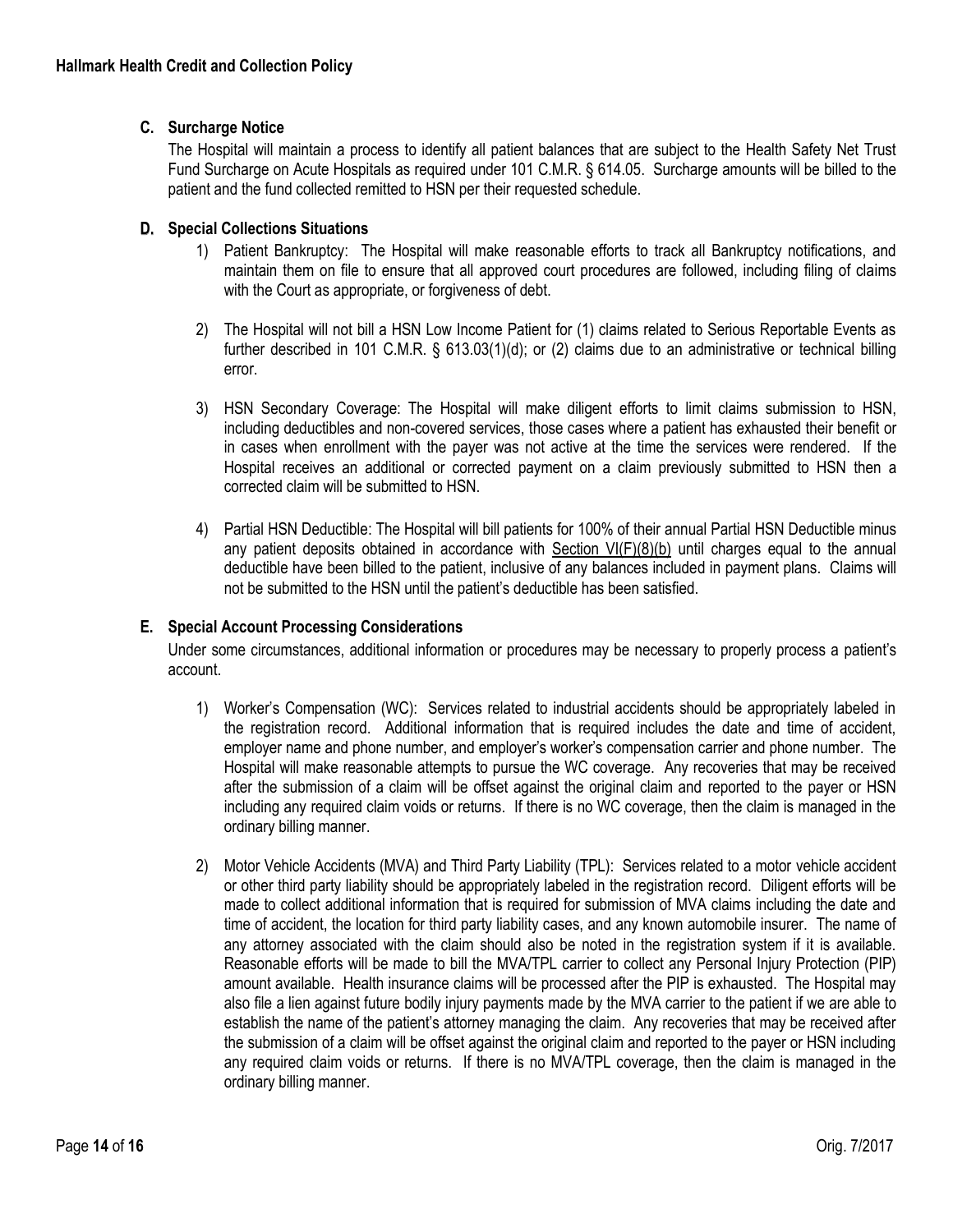### C. Surcharge Notice

The Hospital will maintain a process to identify all patient balances that are subject to the Health Safety Net Trust Fund Surcharge on Acute Hospitals as required under 101 C.M.R. § 614.05. Surcharge amounts will be billed to the patient and the fund collected remitted to HSN per their requested schedule.

### D. Special Collections Situations

1) Patient Bankruptcy: The Hospital will make reasonable efforts to track all Bankruptcy notifications, and maintain them on file to ensure that all approved court procedures are followed, including filing of claims with the Court as appropriate, or forgiveness of debt.

2) The Hospital will not bill a HSN Low Income Patient for (1) claims related to Serious Reportable Events as further described in 101 C.M.R. § 613.03(1)(d); or (2) claims due to an administrative or technical billing error.

3) HSN Secondary Coverage: The Hospital will make diligent efforts to limit claims submission to HSN, including deductibles and non-covered services, those cases where a patient has exhausted their benefit or in cases when enrollment with the payer was not active at the time the services were rendered. If the Hospital receives an additional or corrected payment on a claim previously submitted to HSN then a corrected claim will be submitted to HSN.

4) Partial HSN Deductible: The Hospital will bill patients for 100% of their annual Partial HSN Deductible minus any patient deposits obtained in accordance with Section VI(F)(8)(b) until charges equal to the annual deductible have been billed to the patient, inclusive of any balances included in payment plans. Claims will not be submitted to the HSN until the patient's deductible has been satisfied.

### E. Special Account Processing Considerations

Under some circumstances, additional information or procedures may be necessary to properly process a patient's account.

1) Worker's Compensation (WC): Services related to industrial accidents should be appropriately labeled in the registration record. Additional information that is required includes the date and time of accident, employer name and phone number, and employer's worker's compensation carrier and phone number. The Hospital will make reasonable attempts to pursue the WC coverage. Any recoveries that may be received after the submission of a claim will be offset against the original claim and reported to the payer or HSN including any required claim voids or returns. If there is no WC coverage, then the claim is managed in the ordinary billing manner.

2) Motor Vehicle Accidents (MVA) and Third Party Liability (TPL): Services related to a motor vehicle accident or other third party liability should be appropriately labeled in the registration record. Diligent efforts will be made to collect additional information that is required for submission of MVA claims including the date and time of accident, the location for third party liability cases, and any known automobile insurer. The name of any attorney associated with the claim should also be noted in the registration system if it is available. Reasonable efforts will be made to bill the MVA/TPL carrier to collect any Personal Injury Protection (PIP) amount available. Health insurance claims will be processed after the PIP is exhausted. The Hospital may also file a lien against future bodily injury payments made by the MVA carrier to the patient if we are able to establish the name of the patient's attorney managing the claim. Any recoveries that may be received after the submission of a claim will be offset against the original claim and reported to the payer or HSN including any required claim voids or returns. If there is no MVA/TPL coverage, then the claim is managed in the ordinary billing manner.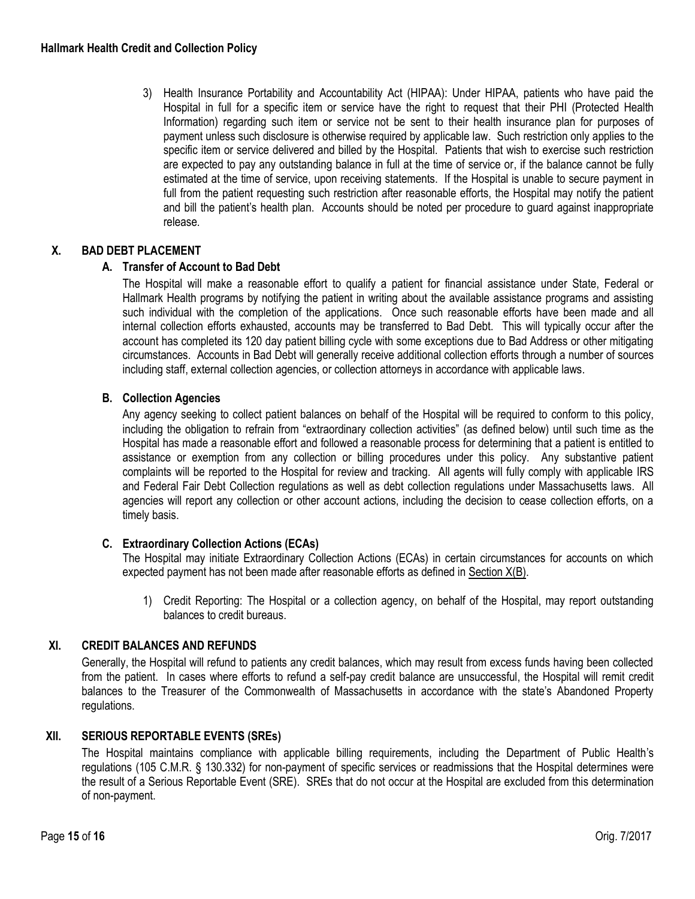3) Health Insurance Portability and Accountability Act (HIPAA): Under HIPAA, patients who have paid the Hospital in full for a specific item or service have the right to request that their PHI (Protected Health Information) regarding such item or service not be sent to their health insurance plan for purposes of payment unless such disclosure is otherwise required by applicable law. Such restriction only applies to the specific item or service delivered and billed by the Hospital. Patients that wish to exercise such restriction are expected to pay any outstanding balance in full at the time of service or, if the balance cannot be fully estimated at the time of service, upon receiving statements. If the Hospital is unable to secure payment in full from the patient requesting such restriction after reasonable efforts, the Hospital may notify the patient and bill the patient's health plan. Accounts should be noted per procedure to guard against inappropriate release.

## X. BAD DEBT PLACEMENT

### A. Transfer of Account to Bad Debt

The Hospital will make a reasonable effort to qualify a patient for financial assistance under State, Federal or Hallmark Health programs by notifying the patient in writing about the available assistance programs and assisting such individual with the completion of the applications. Once such reasonable efforts have been made and all internal collection efforts exhausted, accounts may be transferred to Bad Debt. This will typically occur after the account has completed its 120 day patient billing cycle with some exceptions due to Bad Address or other mitigating circumstances. Accounts in Bad Debt will generally receive additional collection efforts through a number of sources including staff, external collection agencies, or collection attorneys in accordance with applicable laws.

### B. Collection Agencies

Any agency seeking to collect patient balances on behalf of the Hospital will be required to conform to this policy, including the obligation to refrain from "extraordinary collection activities" (as defined below) until such time as the Hospital has made a reasonable effort and followed a reasonable process for determining that a patient is entitled to assistance or exemption from any collection or billing procedures under this policy. Any substantive patient complaints will be reported to the Hospital for review and tracking. All agents will fully comply with applicable IRS and Federal Fair Debt Collection regulations as well as debt collection regulations under Massachusetts laws. All agencies will report any collection or other account actions, including the decision to cease collection efforts, on a timely basis.

### C. Extraordinary Collection Actions (ECAs)

The Hospital may initiate Extraordinary Collection Actions (ECAs) in certain circumstances for accounts on which expected payment has not been made after reasonable efforts as defined in Section X(B).

1) Credit Reporting: The Hospital or a collection agency, on behalf of the Hospital, may report outstanding balances to credit bureaus.

## XI. CREDIT BALANCES AND REFUNDS

Generally, the Hospital will refund to patients any credit balances, which may result from excess funds having been collected from the patient. In cases where efforts to refund a self-pay credit balance are unsuccessful, the Hospital will remit credit balances to the Treasurer of the Commonwealth of Massachusetts in accordance with the state's Abandoned Property regulations.

## XII. SERIOUS REPORTABLE EVENTS (SREs)

The Hospital maintains compliance with applicable billing requirements, including the Department of Public Health's regulations (105 C.M.R. § 130.332) for non-payment of specific services or readmissions that the Hospital determines were the result of a Serious Reportable Event (SRE). SREs that do not occur at the Hospital are excluded from this determination of non-payment.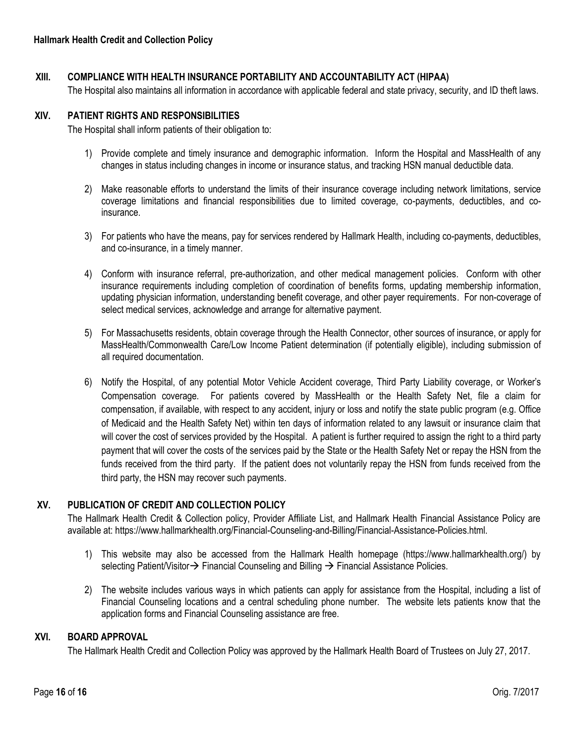## XIII. COMPLIANCE WITH HEALTH INSURANCE PORTABILITY AND ACCOUNTABILITY ACT (HIPAA)

The Hospital also maintains all information in accordance with applicable federal and state privacy, security, and ID theft laws.

## XIV. PATIENT RIGHTS AND RESPONSIBILITIES

The Hospital shall inform patients of their obligation to:

1) Provide complete and timely insurance and demographic information. Inform the Hospital and MassHealth of any changes in status including changes in income or insurance status, and tracking HSN manual deductible data.

2) Make reasonable efforts to understand the limits of their insurance coverage including network limitations, service coverage limitations and financial responsibilities due to limited coverage, co-payments, deductibles, and co-insurance.

3) For patients who have the means, pay for services rendered by Hallmark Health, including co-payments, deductibles, and co-insurance, in a timely manner.

4) Conform with insurance referral, pre-authorization, and other medical management policies. Conform with other insurance requirements including completion of coordination of benefits forms, updating membership information, updating physician information, understanding benefit coverage, and other payer requirements. For non-coverage of select medical services, acknowledge and arrange for alternative payment.

5) For Massachusetts residents, obtain coverage through the Health Connector, other sources of insurance, or apply for MassHealth/Commonwealth Care/Low Income Patient determination (if potentially eligible), including submission of all required documentation.

6) Notify the Hospital, of any potential Motor Vehicle Accident coverage, Third Party Liability coverage, or Worker's Compensation coverage. For patients covered by MassHealth or the Health Safety Net, file a claim for compensation, if available, with respect to any accident, injury or loss and notify the state public program (e.g. Office of Medicaid and the Health Safety Net) within ten days of information related to any lawsuit or insurance claim that will cover the cost of services provided by the Hospital. A patient is further required to assign the right to a third party payment that will cover the costs of the services paid by the State or the Health Safety Net or repay the HSN from the funds received from the third party. If the patient does not voluntarily repay the HSN from funds received from the third party, the HSN may recover such payments.

## XV. PUBLICATION OF CREDIT AND COLLECTION POLICY

The Hallmark Health Credit & Collection policy, Provider Affiliate List, and Hallmark Health Financial Assistance Policy are available at: https://www.hallmarkhealth.org/Financial-Counseling-and-Billing/Financial-Assistance-Policies.html.

1) This website may also be accessed from the Hallmark Health homepage (https://www.hallmarkhealth.org/) by selecting Patient/Visitor→ Financial Counseling and Billing → Financial Assistance Policies.

2) The website includes various ways in which patients can apply for assistance from the Hospital, including a list of Financial Counseling locations and a central scheduling phone number. The website lets patients know that the application forms and Financial Counseling assistance are free.

## XVI. BOARD APPROVAL

The Hallmark Health Credit and Collection Policy was approved by the Hallmark Health Board of Trustees on July 27, 2017.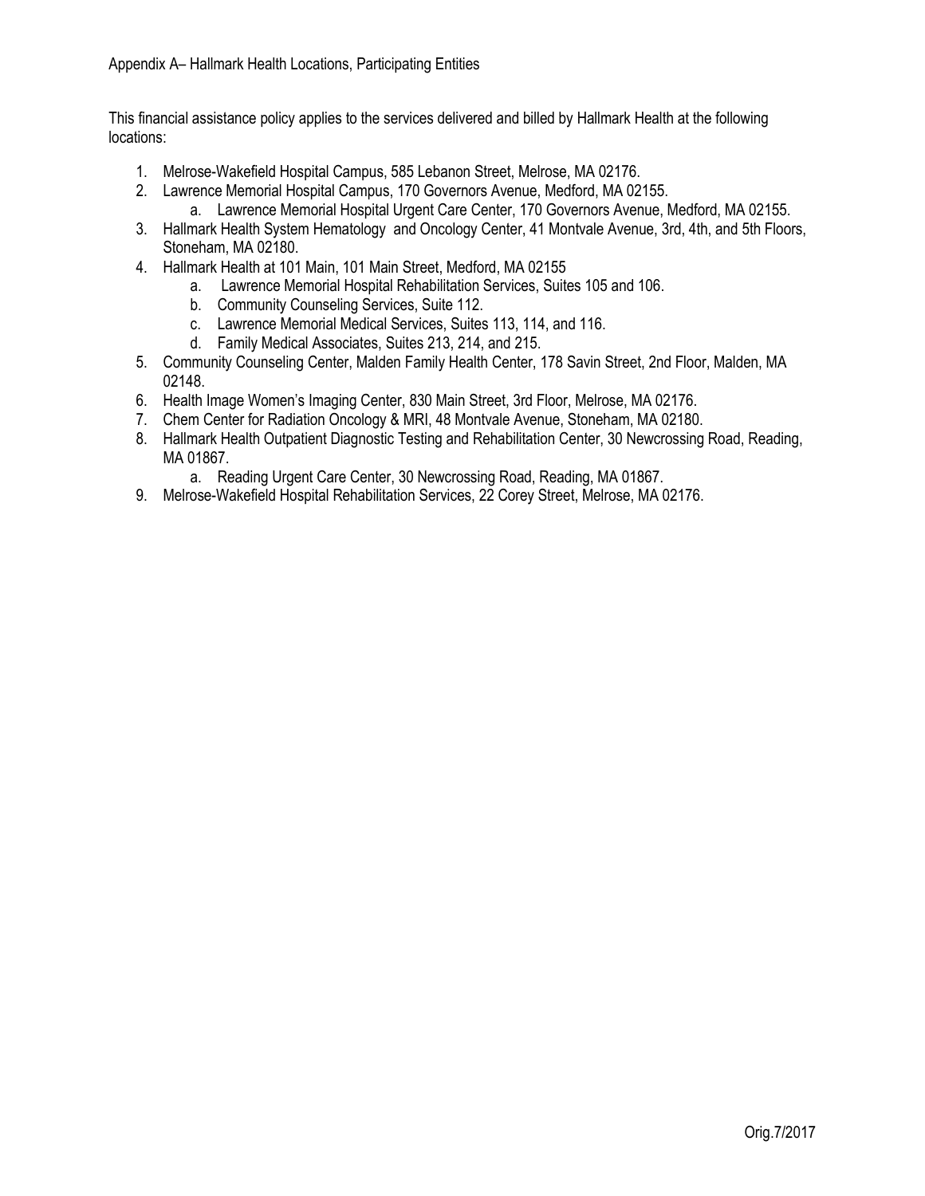Appendix A– Hallmark Health Locations, Participating Entities

This financial assistance policy applies to the services delivered and billed by Hallmark Health at the following locations:

1. Melrose-Wakefield Hospital Campus, 585 Lebanon Street, Melrose, MA 02176.
2. Lawrence Memorial Hospital Campus, 170 Governors Avenue, Medford, MA 02155.
    a. Lawrence Memorial Hospital Urgent Care Center, 170 Governors Avenue, Medford, MA 02155.
3. Hallmark Health System Hematology and Oncology Center, 41 Montvale Avenue, 3rd, 4th, and 5th Floors, Stoneham, MA 02180.
4. Hallmark Health at 101 Main, 101 Main Street, Medford, MA 02155
    a. Lawrence Memorial Hospital Rehabilitation Services, Suites 105 and 106.
    b. Community Counseling Services, Suite 112.
    c. Lawrence Memorial Medical Services, Suites 113, 114, and 116.
    d. Family Medical Associates, Suites 213, 214, and 215.
5. Community Counseling Center, Malden Family Health Center, 178 Savin Street, 2nd Floor, Malden, MA 02148.
6. Health Image Women's Imaging Center, 830 Main Street, 3rd Floor, Melrose, MA 02176.
7. Chem Center for Radiation Oncology & MRI, 48 Montvale Avenue, Stoneham, MA 02180.
8. Hallmark Health Outpatient Diagnostic Testing and Rehabilitation Center, 30 Newcrossing Road, Reading, MA 01867.
    a. Reading Urgent Care Center, 30 Newcrossing Road, Reading, MA 01867.
9. Melrose-Wakefield Hospital Rehabilitation Services, 22 Corey Street, Melrose, MA 02176.

Orig.7/2017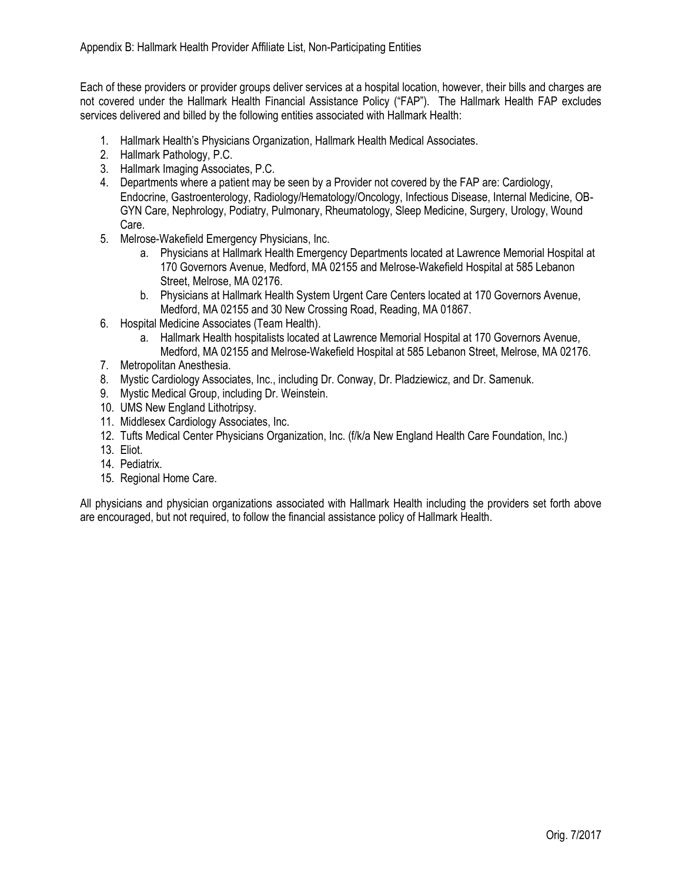Appendix B: Hallmark Health Provider Affiliate List, Non-Participating Entities

Each of these providers or provider groups deliver services at a hospital location, however, their bills and charges are not covered under the Hallmark Health Financial Assistance Policy ("FAP"). The Hallmark Health FAP excludes services delivered and billed by the following entities associated with Hallmark Health:

1. Hallmark Health's Physicians Organization, Hallmark Health Medical Associates.
2. Hallmark Pathology, P.C.
3. Hallmark Imaging Associates, P.C.
4. Departments where a patient may be seen by a Provider not covered by the FAP are: Cardiology, Endocrine, Gastroenterology, Radiology/Hematology/Oncology, Infectious Disease, Internal Medicine, OB-GYN Care, Nephrology, Podiatry, Pulmonary, Rheumatology, Sleep Medicine, Surgery, Urology, Wound Care.
5. Melrose-Wakefield Emergency Physicians, Inc.
   a. Physicians at Hallmark Health Emergency Departments located at Lawrence Memorial Hospital at 170 Governors Avenue, Medford, MA 02155 and Melrose-Wakefield Hospital at 585 Lebanon Street, Melrose, MA 02176.
   b. Physicians at Hallmark Health System Urgent Care Centers located at 170 Governors Avenue, Medford, MA 02155 and 30 New Crossing Road, Reading, MA 01867.
6. Hospital Medicine Associates (Team Health).
   a. Hallmark Health hospitalists located at Lawrence Memorial Hospital at 170 Governors Avenue, Medford, MA 02155 and Melrose-Wakefield Hospital at 585 Lebanon Street, Melrose, MA 02176.
7. Metropolitan Anesthesia.
8. Mystic Cardiology Associates, Inc., including Dr. Conway, Dr. Pladziewicz, and Dr. Samenuk.
9. Mystic Medical Group, including Dr. Weinstein.
10. UMS New England Lithotripsy.
11. Middlesex Cardiology Associates, Inc.
12. Tufts Medical Center Physicians Organization, Inc. (f/k/a New England Health Care Foundation, Inc.)
13. Eliot.
14. Pediatrix.
15. Regional Home Care.

All physicians and physician organizations associated with Hallmark Health including the providers set forth above are encouraged, but not required, to follow the financial assistance policy of Hallmark Health.

Orig. 7/2017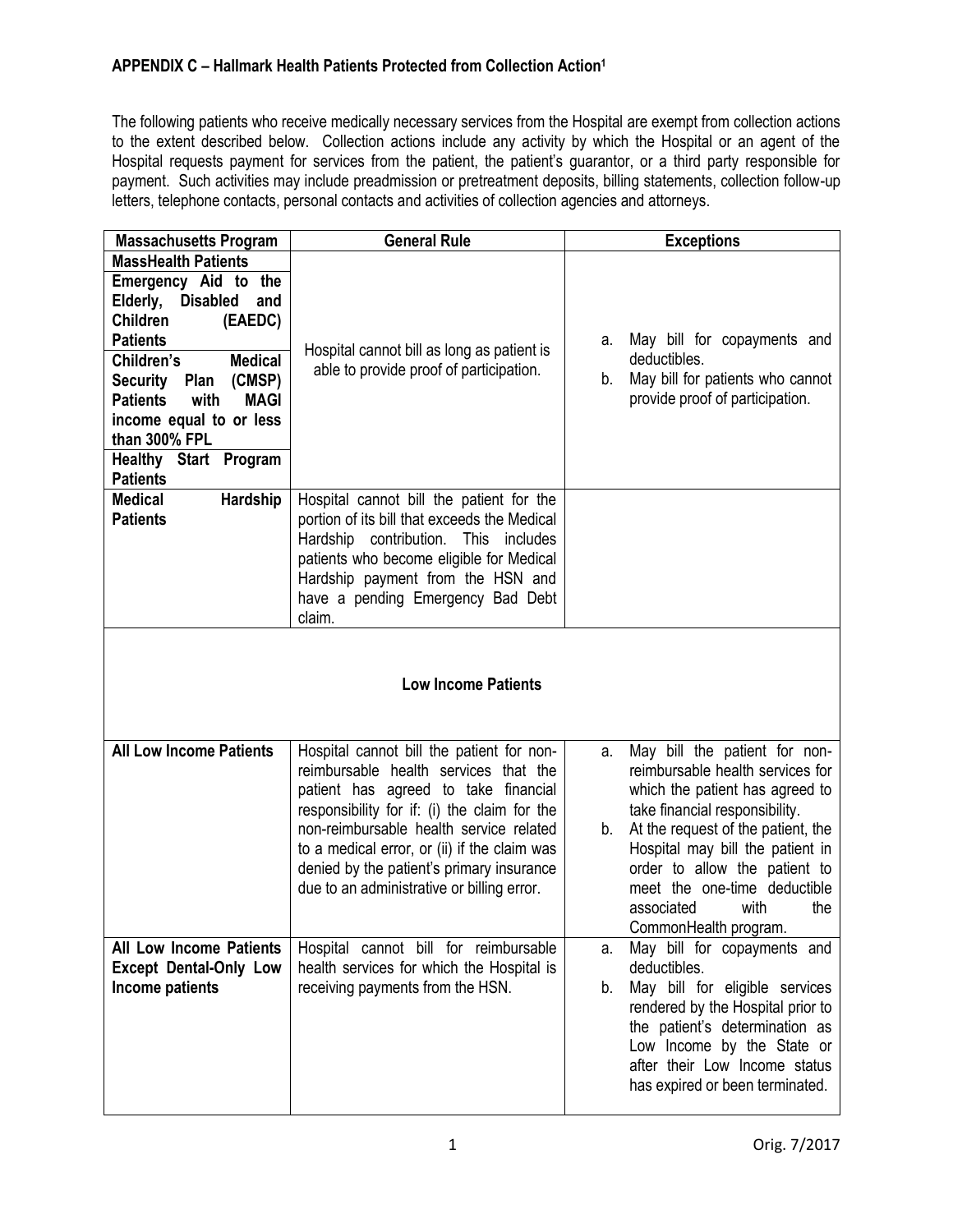### APPENDIX C – Hallmark Health Patients Protected from Collection Action[1]

The following patients who receive medically necessary services from the Hospital are exempt from collection actions to the extent described below. Collection actions include any activity by which the Hospital or an agent of the Hospital requests payment for services from the patient, the patient's guarantor, or a third party responsible for payment. Such activities may include preadmission or pretreatment deposits, billing statements, collection follow-up letters, telephone contacts, personal contacts and activities of collection agencies and attorneys.

| Massachusetts Program | General Rule | Exceptions |
|---|---|---|
| **MassHealth Patients**<br>**Emergency Aid to the Elderly, Disabled and Children (EAEDC) Patients**<br>**Children's Medical Security Plan (CMSP) Patients with MAGI income equal to or less than 300% FPL**<br>**Healthy Start Program Patients** | Hospital cannot bill as long as patient is able to provide proof of participation. | a. May bill for copayments and deductibles.<br>b. May bill for patients who cannot provide proof of participation. |
| **Medical Hardship Patients** | Hospital cannot bill the patient for the portion of its bill that exceeds the Medical Hardship contribution. This includes patients who become eligible for Medical Hardship payment from the HSN and have a pending Emergency Bad Debt claim. | |
| **Low Income Patients** | | |
| **All Low Income Patients** | Hospital cannot bill the patient for non-reimbursable health services that the patient has agreed to take financial responsibility for if: (i) the claim for the non-reimbursable health service related to a medical error, or (ii) if the claim was denied by the patient's primary insurance due to an administrative or billing error. | a. May bill the patient for non-reimbursable health services for which the patient has agreed to take financial responsibility.<br>b. At the request of the patient, the Hospital may bill the patient in order to allow the patient to meet the one-time deductible associated with the CommonHealth program. |
| **All Low Income Patients Except Dental-Only Low Income patients** | Hospital cannot bill for reimbursable health services for which the Hospital is receiving payments from the HSN. | a. May bill for copayments and deductibles.<br>b. May bill for eligible services rendered by the Hospital prior to the patient's determination as Low Income by the State or after their Low Income status has expired or been terminated. |

Orig. 7/2017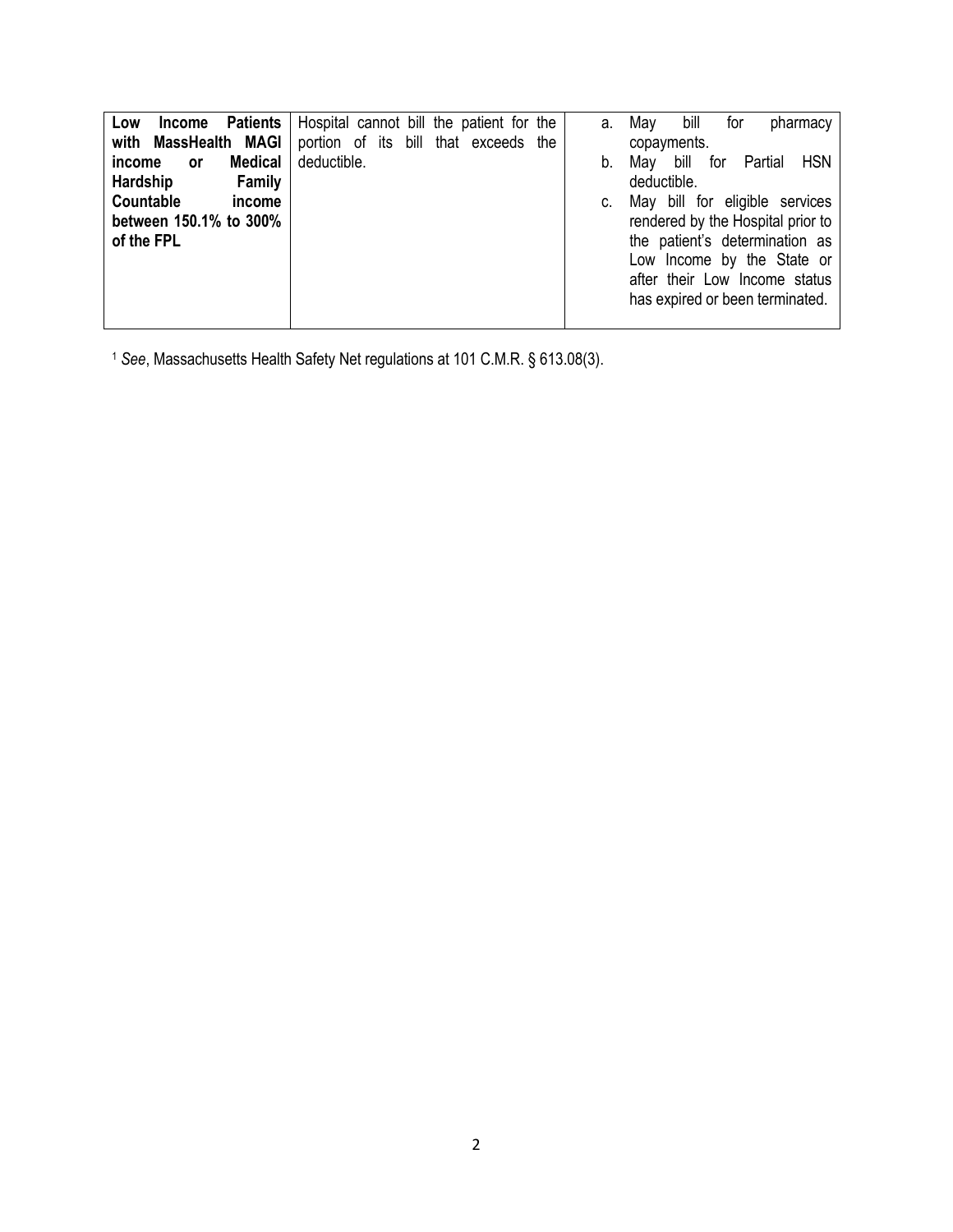| | | |
|---|---|---|
| **Low Income Patients with MassHealth MAGI income or Medical Hardship Family Countable income between 150.1% to 300% of the FPL** | Hospital cannot bill the patient for the portion of its bill that exceeds the deductible. | a. May bill for pharmacy copayments.<br>b. May bill for Partial HSN deductible.<br>c. May bill for eligible services rendered by the Hospital prior to the patient's determination as Low Income by the State or after their Low Income status has expired or been terminated. |

[1] *See*, Massachusetts Health Safety Net regulations at 101 C.M.R. § 613.08(3).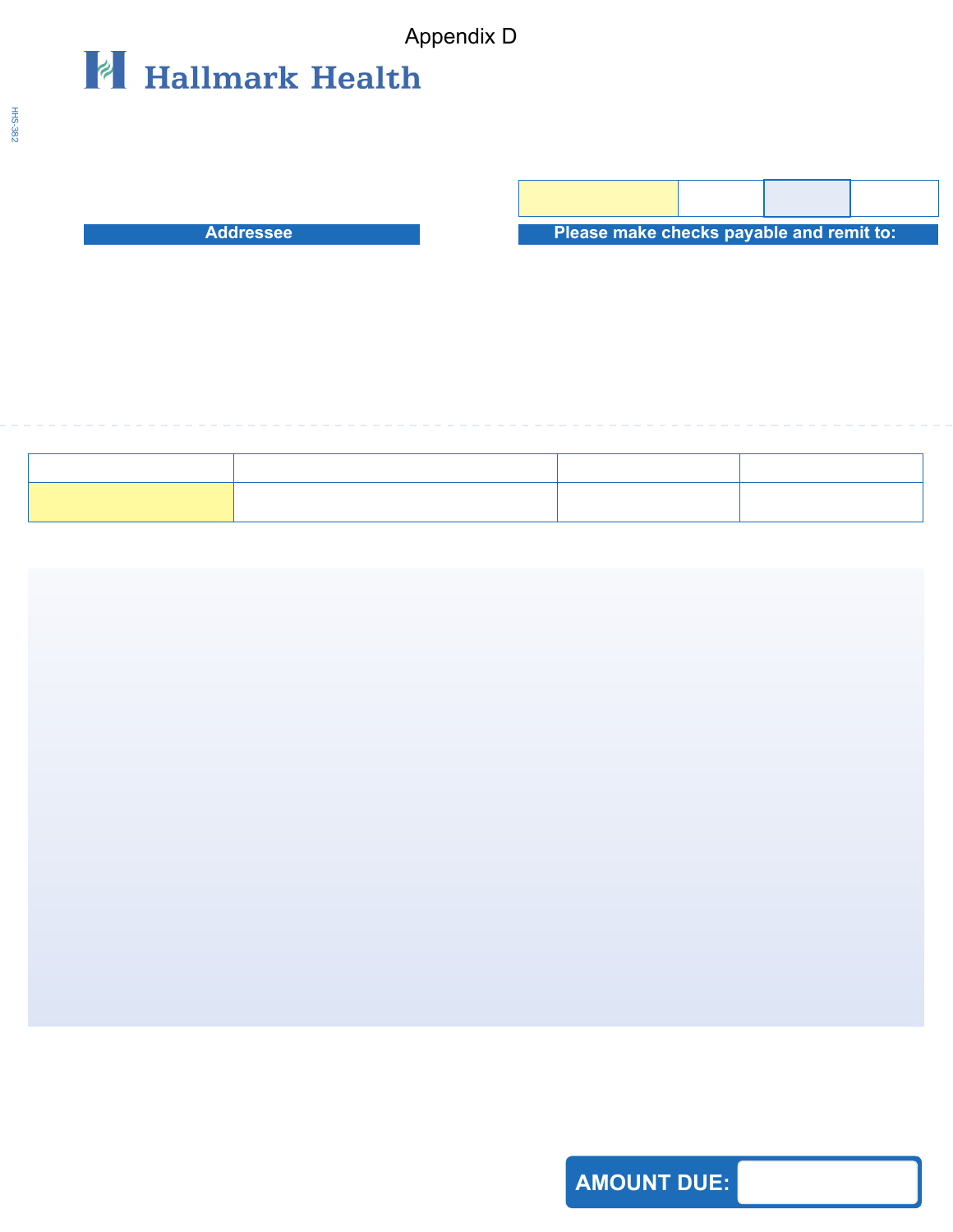Appendix D

Hallmark Health

HHS-382

| | | | |
|---|---|---|---|

**Addressee**

**Please make checks payable and remit to:**

| | | | |
|---|---|---|---|
| | | | |

**AMOUNT DUE:**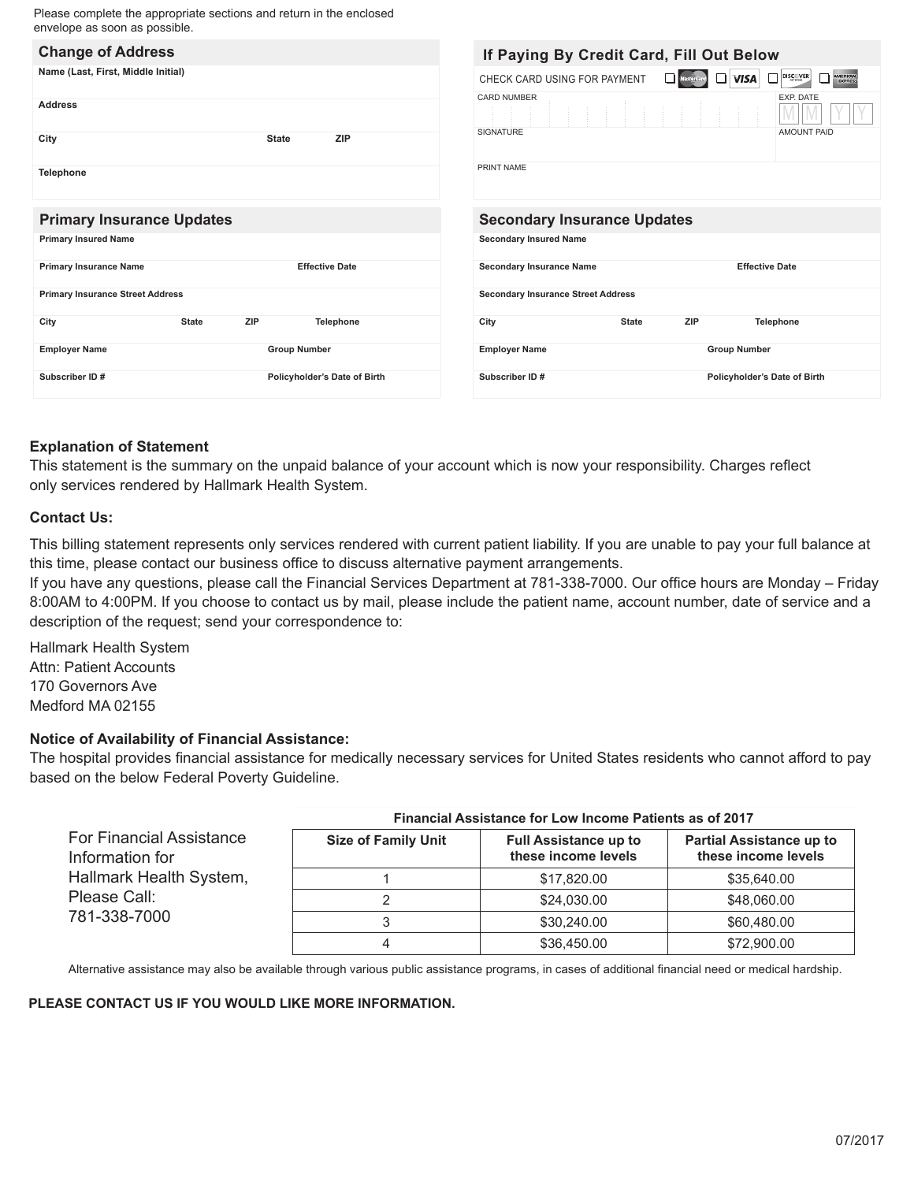Please complete the appropriate sections and return in the enclosed envelope as soon as possible.

## Change of Address

Name (Last, First, Middle Initial)

Address

City | State | ZIP

Telephone

## If Paying By Credit Card, Fill Out Below

CHECK CARD USING FOR PAYMENT ☐ MasterCard ☐ VISA ☐ DISCOVER ☐ AMERICAN EXPRESS

CARD NUMBER | EXP. DATE MM YY

SIGNATURE | AMOUNT PAID

PRINT NAME

## Primary Insurance Updates

Primary Insured Name

Primary Insurance Name | Effective Date

Primary Insurance Street Address

City | State | ZIP | Telephone

Employer Name | Group Number

Subscriber ID # | Policyholder's Date of Birth

## Secondary Insurance Updates

Secondary Insured Name

Secondary Insurance Name | Effective Date

Secondary Insurance Street Address

City | State | ZIP | Telephone

Employer Name | Group Number

Subscriber ID # | Policyholder's Date of Birth

**Explanation of Statement**

This statement is the summary on the unpaid balance of your account which is now your responsibility. Charges reflect only services rendered by Hallmark Health System.

**Contact Us:**

This billing statement represents only services rendered with current patient liability. If you are unable to pay your full balance at this time, please contact our business office to discuss alternative payment arrangements.
If you have any questions, please call the Financial Services Department at 781-338-7000. Our office hours are Monday – Friday 8:00AM to 4:00PM. If you choose to contact us by mail, please include the patient name, account number, date of service and a description of the request; send your correspondence to:

Hallmark Health System
Attn: Patient Accounts
170 Governors Ave
Medford MA 02155

**Notice of Availability of Financial Assistance:**

The hospital provides financial assistance for medically necessary services for United States residents who cannot afford to pay based on the below Federal Poverty Guideline.

For Financial Assistance Information for Hallmark Health System, Please Call: 781-338-7000

**Financial Assistance for Low Income Patients as of 2017**

| Size of Family Unit | Full Assistance up to these income levels | Partial Assistance up to these income levels |
|---|---|---|
| 1 | $17,820.00 | $35,640.00 |
| 2 | $24,030.00 | $48,060.00 |
| 3 | $30,240.00 | $60,480.00 |
| 4 | $36,450.00 | $72,900.00 |

Alternative assistance may also be available through various public assistance programs, in cases of additional financial need or medical hardship.

**PLEASE CONTACT US IF YOU WOULD LIKE MORE INFORMATION.**

07/2017